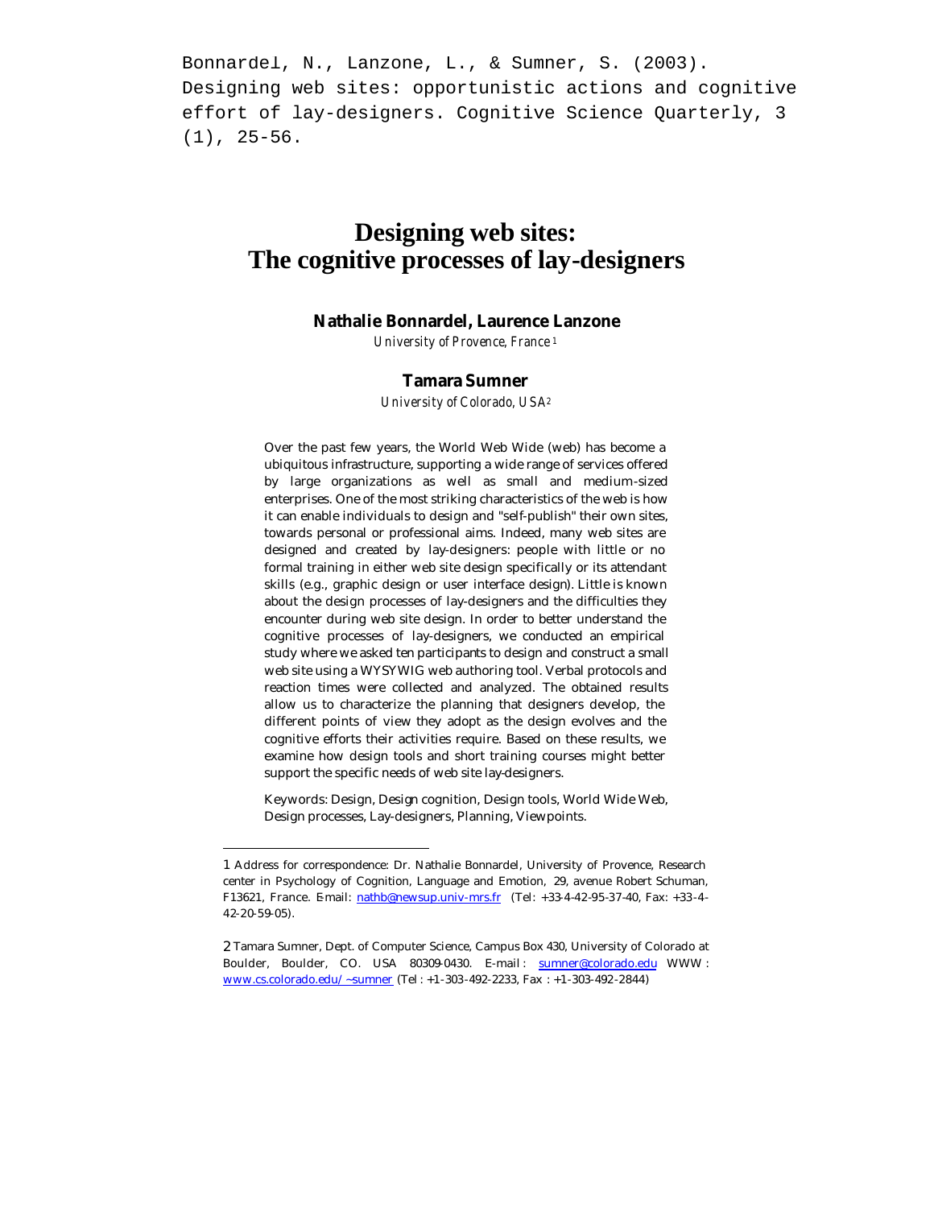Bonnardel, N., Lanzone, L., & Sumner, S. (2003). Designing web sites: opportunistic actions and cognitive effort of lay-designers. Cognitive Science Quarterly, 3 (1), 25-56.

# Designing web sites: The cognitive processes of lay-designers

**Nathalie Bonnardel, Laurence Lanzone**

*University of Provence, France* [1]

**Tamara Sumner**

*University of Colorado, USA* [2]

Over the past few years, the World Web Wide (web) has become a ubiquitous infrastructure, supporting a wide range of services offered by large organizations as well as small and medium-sized enterprises. One of the most striking characteristics of the web is how it can enable individuals to design and "self-publish" their own sites, towards personal or professional aims. Indeed, many web sites are designed and created by lay-designers: people with little or no formal training in either web site design specifically or its attendant skills (e.g., graphic design or user interface design). Little is known about the design processes of lay-designers and the difficulties they encounter during web site design. In order to better understand the cognitive processes of lay-designers, we conducted an empirical study where we asked ten participants to design and construct a small web site using a WYSYWIG web authoring tool. Verbal protocols and reaction times were collected and analyzed. The obtained results allow us to characterize the planning that designers develop, the different points of view they adopt as the design evolves and the cognitive efforts their activities require. Based on these results, we examine how design tools and short training courses might better support the specific needs of web site lay-designers.

Keywords: Design, Design cognition, Design tools, World Wide Web, Design processes, Lay-designers, Planning, Viewpoints.

---

1 Address for correspondence: Dr. Nathalie Bonnardel, University of Provence, Research center in Psychology of Cognition, Language and Emotion, 29, avenue Robert Schuman, F13621, France. E-mail: nathb@newsup.univ-mrs.fr (Tel: +33-4-42-95-37-40, Fax: +33-4-42-20-59-05).

2 Tamara Sumner, Dept. of Computer Science, Campus Box 430, University of Colorado at Boulder, Boulder, CO. USA 80309-0430. E-mail : sumner@colorado.edu WWW : www.cs.colorado.edu/~sumner (Tel : +1-303-492-2233, Fax : +1-303-492-2844)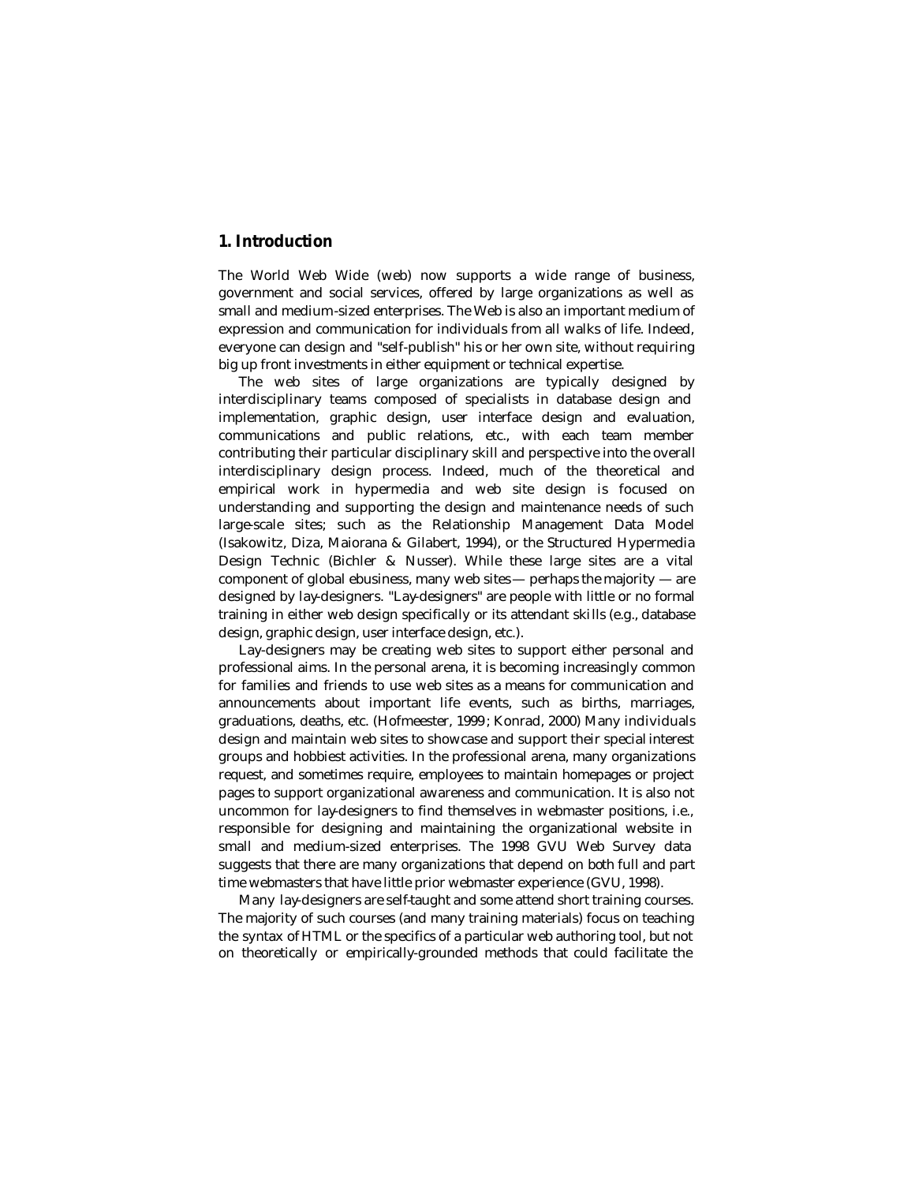## 1. Introduction

The World Web Wide (web) now supports a wide range of business, government and social services, offered by large organizations as well as small and medium-sized enterprises. The Web is also an important medium of expression and communication for individuals from all walks of life. Indeed, everyone can design and "self-publish" his or her own site, without requiring big up front investments in either equipment or technical expertise.

The web sites of large organizations are typically designed by interdisciplinary teams composed of specialists in database design and implementation, graphic design, user interface design and evaluation, communications and public relations, etc., with each team member contributing their particular disciplinary skill and perspective into the overall interdisciplinary design process. Indeed, much of the theoretical and empirical work in hypermedia and web site design is focused on understanding and supporting the design and maintenance needs of such large-scale sites; such as the Relationship Management Data Model (Isakowitz, Diza, Maiorana & Gilabert, 1994), or the Structured Hypermedia Design Technic (Bichler & Nusser). While these large sites are a vital component of global ebusiness, many web sites — perhaps the majority — are designed by lay-designers. "Lay-designers" are people with little or no formal training in either web design specifically or its attendant skills (e.g., database design, graphic design, user interface design, etc.).

Lay-designers may be creating web sites to support either personal and professional aims. In the personal arena, it is becoming increasingly common for families and friends to use web sites as a means for communication and announcements about important life events, such as births, marriages, graduations, deaths, etc. (Hofmeester, 1999; Konrad, 2000) Many individuals design and maintain web sites to showcase and support their special interest groups and hobbiest activities. In the professional arena, many organizations request, and sometimes require, employees to maintain homepages or project pages to support organizational awareness and communication. It is also not uncommon for lay-designers to find themselves in webmaster positions, i.e., responsible for designing and maintaining the organizational website in small and medium-sized enterprises. The 1998 GVU Web Survey data suggests that there are many organizations that depend on both full and part time webmasters that have little prior webmaster experience (GVU, 1998).

Many lay-designers are self-taught and some attend short training courses. The majority of such courses (and many training materials) focus on teaching the syntax of HTML or the specifics of a particular web authoring tool, but not on theoretically or empirically-grounded methods that could facilitate the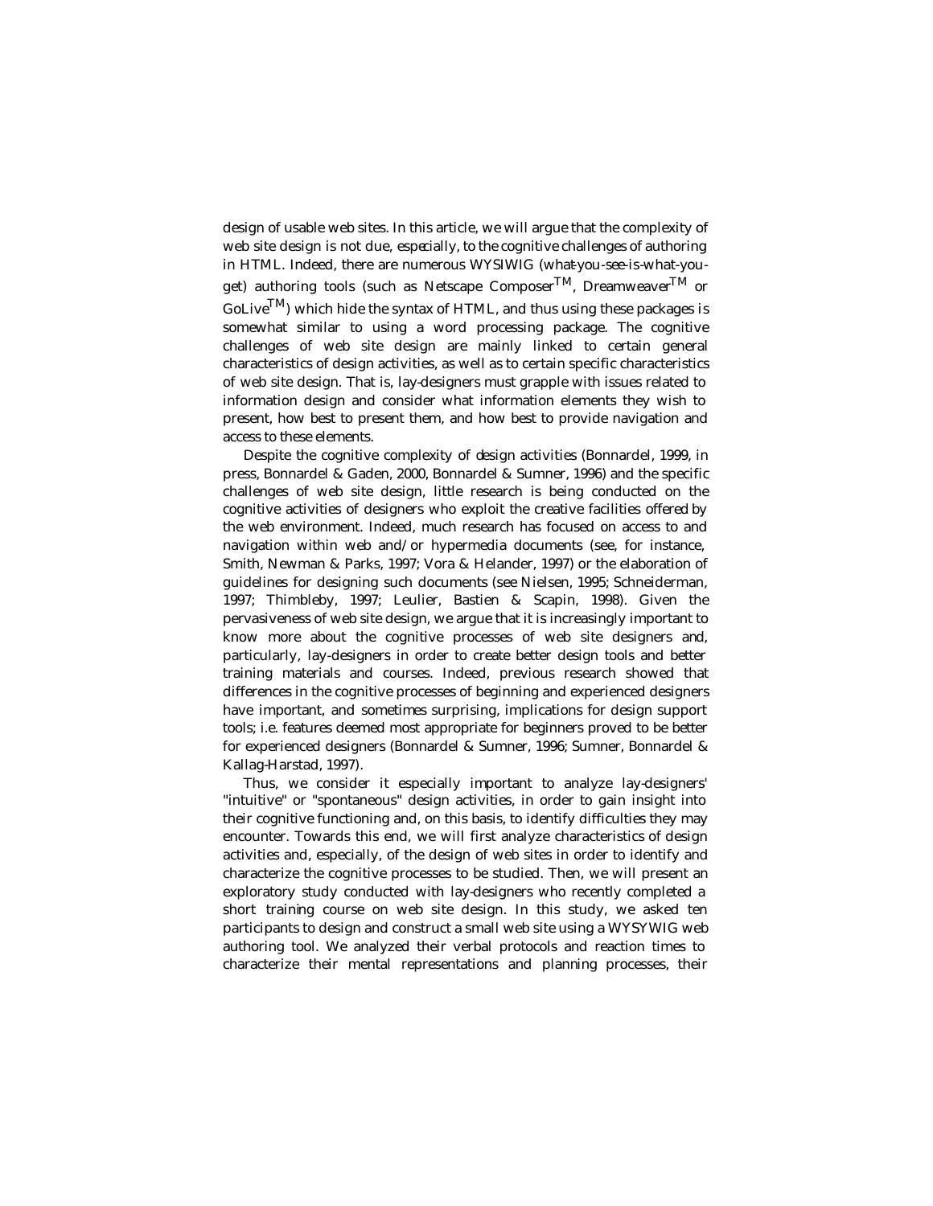design of usable web sites. In this article, we will argue that the complexity of web site design is not due, especially, to the cognitive challenges of authoring in HTML. Indeed, there are numerous WYSIWIG (what-you-see-is-what-you-get) authoring tools (such as Netscape Composer™, Dreamweaver™ or GoLive™) which hide the syntax of HTML, and thus using these packages is somewhat similar to using a word processing package. The cognitive challenges of web site design are mainly linked to certain general characteristics of design activities, as well as to certain specific characteristics of web site design. That is, lay-designers must grapple with issues related to information design and consider what information elements they wish to present, how best to present them, and how best to provide navigation and access to these elements.

Despite the cognitive complexity of design activities (Bonnardel, 1999, in press, Bonnardel & Gaden, 2000, Bonnardel & Sumner, 1996) and the specific challenges of web site design, little research is being conducted on the cognitive activities of designers who exploit the creative facilities offered by the web environment. Indeed, much research has focused on access to and navigation within web and/or hypermedia documents (see, for instance, Smith, Newman & Parks, 1997; Vora & Helander, 1997) or the elaboration of guidelines for designing such documents (see Nielsen, 1995; Schneiderman, 1997; Thimbleby, 1997; Leulier, Bastien & Scapin, 1998). Given the pervasiveness of web site design, we argue that it is increasingly important to know more about the cognitive processes of web site designers and, particularly, lay-designers in order to create better design tools and better training materials and courses. Indeed, previous research showed that differences in the cognitive processes of beginning and experienced designers have important, and sometimes surprising, implications for design support tools; i.e. features deemed most appropriate for beginners proved to be better for experienced designers (Bonnardel & Sumner, 1996; Sumner, Bonnardel & Kallag-Harstad, 1997).

Thus, we consider it especially important to analyze lay-designers' "intuitive" or "spontaneous" design activities, in order to gain insight into their cognitive functioning and, on this basis, to identify difficulties they may encounter. Towards this end, we will first analyze characteristics of design activities and, especially, of the design of web sites in order to identify and characterize the cognitive processes to be studied. Then, we will present an exploratory study conducted with lay-designers who recently completed a short training course on web site design. In this study, we asked ten participants to design and construct a small web site using a WYSYWIG web authoring tool. We analyzed their verbal protocols and reaction times to characterize their mental representations and planning processes, their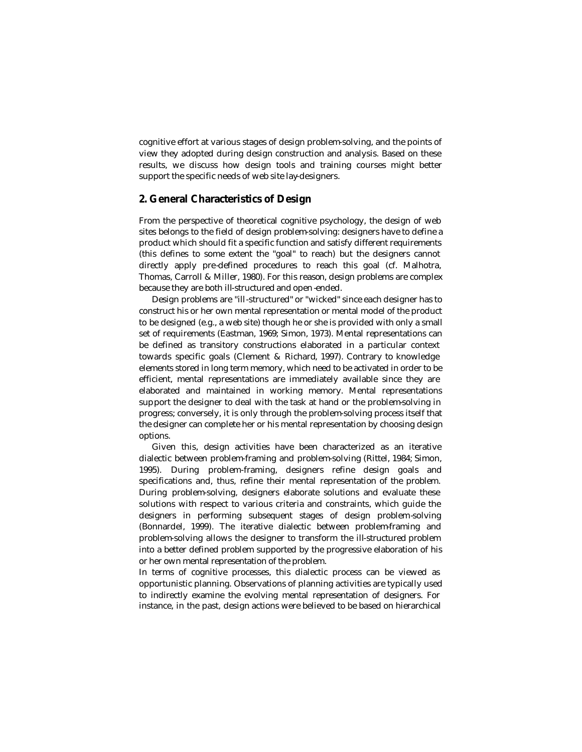cognitive effort at various stages of design problem-solving, and the points of view they adopted during design construction and analysis. Based on these results, we discuss how design tools and training courses might better support the specific needs of web site lay-designers.

## 2. General Characteristics of Design

From the perspective of theoretical cognitive psychology, the design of web sites belongs to the field of design problem-solving: designers have to define a product which should fit a specific function and satisfy different requirements (this defines to some extent the "goal" to reach) but the designers cannot directly apply pre-defined procedures to reach this goal (cf. Malhotra, Thomas, Carroll & Miller, 1980). For this reason, design problems are complex because they are both ill-structured and open-ended.

Design problems are "ill-structured" or "wicked" since each designer has to construct his or her own mental representation or mental model of the product to be designed (e.g., a web site) though he or she is provided with only a small set of requirements (Eastman, 1969; Simon, 1973). Mental representations can be defined as transitory constructions elaborated in a particular context towards specific goals (Clement & Richard, 1997). Contrary to knowledge elements stored in long term memory, which need to be activated in order to be efficient, mental representations are immediately available since they are elaborated and maintained in working memory. Mental representations support the designer to deal with the task at hand or the problem-solving in progress; conversely, it is only through the problem-solving process itself that the designer can complete her or his mental representation by choosing design options.

Given this, design activities have been characterized as an iterative dialectic between problem-framing and problem-solving (Rittel, 1984; Simon, 1995). During problem-framing, designers refine design goals and specifications and, thus, refine their mental representation of the problem. During problem-solving, designers elaborate solutions and evaluate these solutions with respect to various criteria and constraints, which guide the designers in performing subsequent stages of design problem-solving (Bonnardel, 1999). The iterative dialectic between problem-framing and problem-solving allows the designer to transform the ill-structured problem into a better defined problem supported by the progressive elaboration of his or her own mental representation of the problem.

In terms of cognitive processes, this dialectic process can be viewed as opportunistic planning. Observations of planning activities are typically used to indirectly examine the evolving mental representation of designers. For instance, in the past, design actions were believed to be based on hierarchical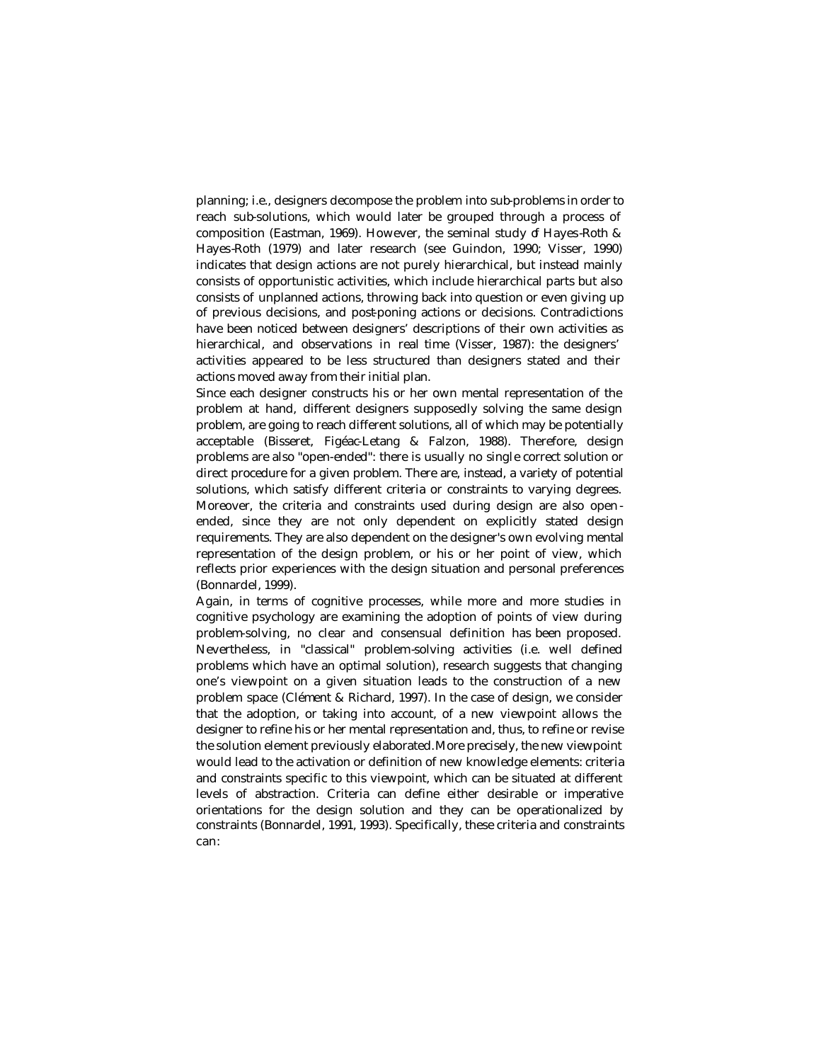planning; i.e., designers decompose the problem into sub-problems in order to reach sub-solutions, which would later be grouped through a process of composition (Eastman, 1969). However, the seminal study of Hayes-Roth & Hayes-Roth (1979) and later research (see Guindon, 1990; Visser, 1990) indicates that design actions are not purely hierarchical, but instead mainly consists of opportunistic activities, which include hierarchical parts but also consists of unplanned actions, throwing back into question or even giving up of previous decisions, and post-poning actions or decisions. Contradictions have been noticed between designers' descriptions of their own activities as hierarchical, and observations in real time (Visser, 1987): the designers' activities appeared to be less structured than designers stated and their actions moved away from their initial plan.

Since each designer constructs his or her own mental representation of the problem at hand, different designers supposedly solving the same design problem, are going to reach different solutions, all of which may be potentially acceptable (Bisseret, Figéac-Letang & Falzon, 1988). Therefore, design problems are also "open-ended": there is usually no single correct solution or direct procedure for a given problem. There are, instead, a variety of potential solutions, which satisfy different criteria or constraints to varying degrees. Moreover, the criteria and constraints used during design are also open-ended, since they are not only dependent on explicitly stated design requirements. They are also dependent on the designer's own evolving mental representation of the design problem, or his or her point of view, which reflects prior experiences with the design situation and personal preferences (Bonnardel, 1999).

Again, in terms of cognitive processes, while more and more studies in cognitive psychology are examining the adoption of points of view during problem-solving, no clear and consensual definition has been proposed. Nevertheless, in "classical" problem-solving activities (i.e. well defined problems which have an optimal solution), research suggests that changing one's viewpoint on a given situation leads to the construction of a new problem space (Clément & Richard, 1997). In the case of design, we consider that the adoption, or taking into account, of a new viewpoint allows the designer to refine his or her mental representation and, thus, to refine or revise the solution element previously elaborated. More precisely, the new viewpoint would lead to the activation or definition of new knowledge elements: criteria and constraints specific to this viewpoint, which can be situated at different levels of abstraction. Criteria can define either desirable or imperative orientations for the design solution and they can be operationalized by constraints (Bonnardel, 1991, 1993). Specifically, these criteria and constraints can: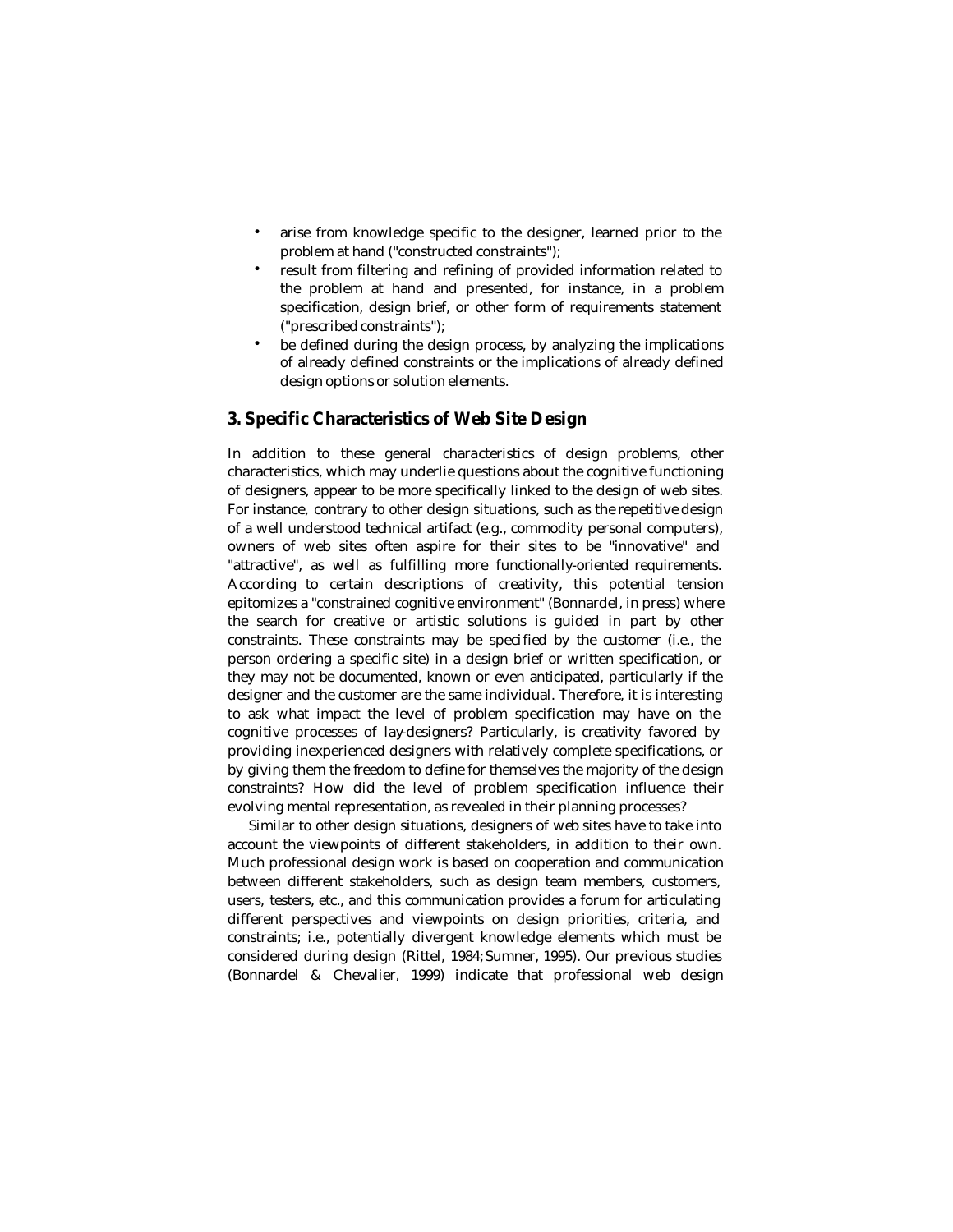- arise from knowledge specific to the designer, learned prior to the problem at hand ("constructed constraints");
- result from filtering and refining of provided information related to the problem at hand and presented, for instance, in a problem specification, design brief, or other form of requirements statement ("prescribed constraints");
- be defined during the design process, by analyzing the implications of already defined constraints or the implications of already defined design options or solution elements.

## 3. Specific Characteristics of Web Site Design

In addition to these general characteristics of design problems, other characteristics, which may underlie questions about the cognitive functioning of designers, appear to be more specifically linked to the design of web sites. For instance, contrary to other design situations, such as the repetitive design of a well understood technical artifact (e.g., commodity personal computers), owners of web sites often aspire for their sites to be "innovative" and "attractive", as well as fulfilling more functionally-oriented requirements. According to certain descriptions of creativity, this potential tension epitomizes a "constrained cognitive environment" (Bonnardel, in press) where the search for creative or artistic solutions is guided in part by other constraints. These constraints may be specified by the customer (i.e., the person ordering a specific site) in a design brief or written specification, or they may not be documented, known or even anticipated, particularly if the designer and the customer are the same individual. Therefore, it is interesting to ask what impact the level of problem specification may have on the cognitive processes of lay-designers? Particularly, is creativity favored by providing inexperienced designers with relatively complete specifications, or by giving them the freedom to define for themselves the majority of the design constraints? How did the level of problem specification influence their evolving mental representation, as revealed in their planning processes?

Similar to other design situations, designers of web sites have to take into account the viewpoints of different stakeholders, in addition to their own. Much professional design work is based on cooperation and communication between different stakeholders, such as design team members, customers, users, testers, etc., and this communication provides a forum for articulating different perspectives and viewpoints on design priorities, criteria, and constraints; i.e., potentially divergent knowledge elements which must be considered during design (Rittel, 1984; Sumner, 1995). Our previous studies (Bonnardel & Chevalier, 1999) indicate that professional web design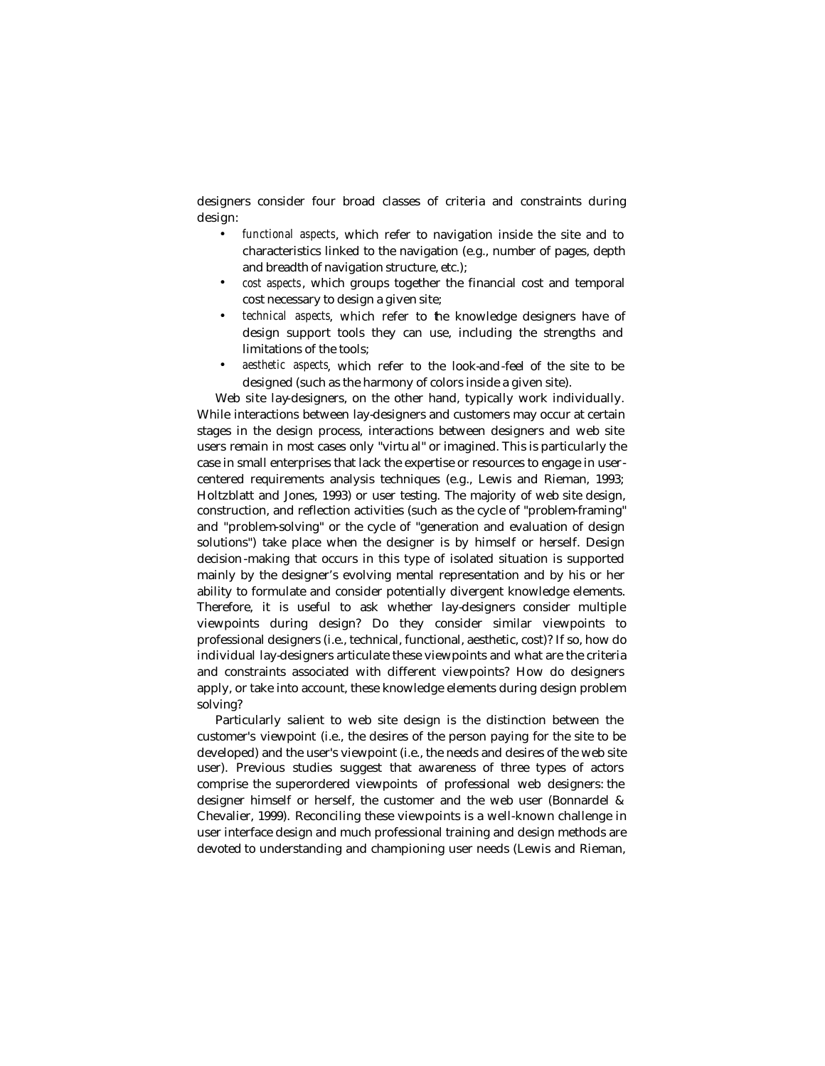designers consider four broad classes of criteria and constraints during design:

- *functional aspects*, which refer to navigation inside the site and to characteristics linked to the navigation (e.g., number of pages, depth and breadth of navigation structure, etc.);
- *cost aspects*, which groups together the financial cost and temporal cost necessary to design a given site;
- *technical aspects*, which refer to the knowledge designers have of design support tools they can use, including the strengths and limitations of the tools;
- *aesthetic aspects*, which refer to the look-and-feel of the site to be designed (such as the harmony of colors inside a given site).

Web site lay-designers, on the other hand, typically work individually. While interactions between lay-designers and customers may occur at certain stages in the design process, interactions between designers and web site users remain in most cases only "virtual" or imagined. This is particularly the case in small enterprises that lack the expertise or resources to engage in user-centered requirements analysis techniques (e.g., Lewis and Rieman, 1993; Holtzblatt and Jones, 1993) or user testing. The majority of web site design, construction, and reflection activities (such as the cycle of "problem-framing" and "problem-solving" or the cycle of "generation and evaluation of design solutions") take place when the designer is by himself or herself. Design decision-making that occurs in this type of isolated situation is supported mainly by the designer's evolving mental representation and by his or her ability to formulate and consider potentially divergent knowledge elements. Therefore, it is useful to ask whether lay-designers consider multiple viewpoints during design? Do they consider similar viewpoints to professional designers (i.e., technical, functional, aesthetic, cost)? If so, how do individual lay-designers articulate these viewpoints and what are the criteria and constraints associated with different viewpoints? How do designers apply, or take into account, these knowledge elements during design problem solving?

Particularly salient to web site design is the distinction between the customer's viewpoint (i.e., the desires of the person paying for the site to be developed) and the user's viewpoint (i.e., the needs and desires of the web site user). Previous studies suggest that awareness of three types of actors comprise the superordered viewpoints of professional web designers: the designer himself or herself, the customer and the web user (Bonnardel & Chevalier, 1999). Reconciling these viewpoints is a well-known challenge in user interface design and much professional training and design methods are devoted to understanding and championing user needs (Lewis and Rieman,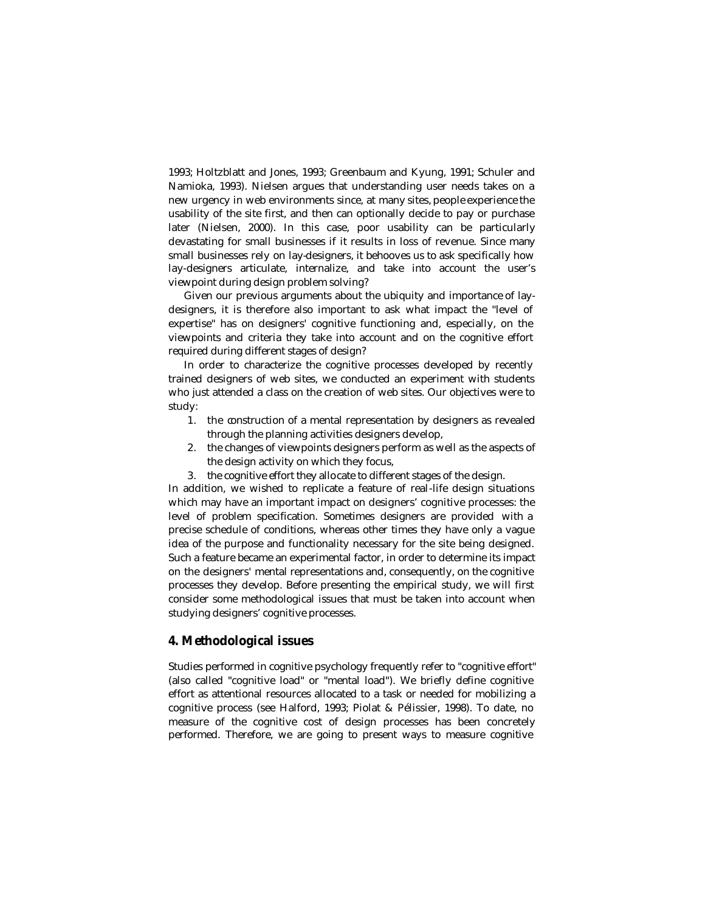1993; Holtzblatt and Jones, 1993; Greenbaum and Kyung, 1991; Schuler and Namioka, 1993). Nielsen argues that understanding user needs takes on a new urgency in web environments since, at many sites, people experience the usability of the site first, and then can optionally decide to pay or purchase later (Nielsen, 2000). In this case, poor usability can be particularly devastating for small businesses if it results in loss of revenue. Since many small businesses rely on lay-designers, it behooves us to ask specifically how lay-designers articulate, internalize, and take into account the user's viewpoint during design problem solving?

Given our previous arguments about the ubiquity and importance of lay-designers, it is therefore also important to ask what impact the "level of expertise" has on designers' cognitive functioning and, especially, on the viewpoints and criteria they take into account and on the cognitive effort required during different stages of design?

In order to characterize the cognitive processes developed by recently trained designers of web sites, we conducted an experiment with students who just attended a class on the creation of web sites. Our objectives were to study:

1. the construction of a mental representation by designers as revealed through the planning activities designers develop,
2. the changes of viewpoints designers perform as well as the aspects of the design activity on which they focus,
3. the cognitive effort they allocate to different stages of the design.

In addition, we wished to replicate a feature of real-life design situations which may have an important impact on designers' cognitive processes: the level of problem specification. Sometimes designers are provided with a precise schedule of conditions, whereas other times they have only a vague idea of the purpose and functionality necessary for the site being designed. Such a feature became an experimental factor, in order to determine its impact on the designers' mental representations and, consequently, on the cognitive processes they develop. Before presenting the empirical study, we will first consider some methodological issues that must be taken into account when studying designers' cognitive processes.

## 4. Methodological issues

Studies performed in cognitive psychology frequently refer to "cognitive effort" (also called "cognitive load" or "mental load"). We briefly define cognitive effort as attentional resources allocated to a task or needed for mobilizing a cognitive process (see Halford, 1993; Piolat & Pélissier, 1998). To date, no measure of the cognitive cost of design processes has been concretely performed. Therefore, we are going to present ways to measure cognitive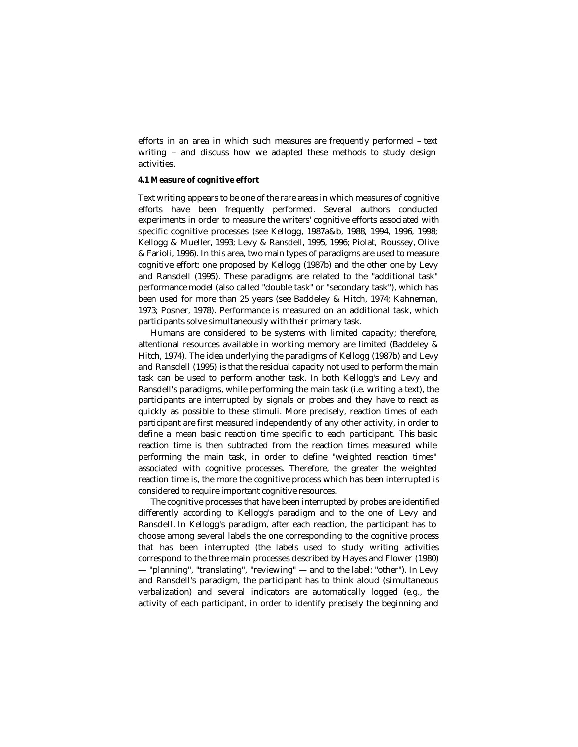efforts in an area in which such measures are frequently performed – text writing – and discuss how we adapted these methods to study design activities.

#### 4.1 Measure of cognitive effort

Text writing appears to be one of the rare areas in which measures of cognitive efforts have been frequently performed. Several authors conducted experiments in order to measure the writers' cognitive efforts associated with specific cognitive processes (see Kellogg, 1987a&b, 1988, 1994, 1996, 1998; Kellogg & Mueller, 1993; Levy & Ransdell, 1995, 1996; Piolat, Roussey, Olive & Farioli, 1996). In this area, two main types of paradigms are used to measure cognitive effort: one proposed by Kellogg (1987b) and the other one by Levy and Ransdell (1995). These paradigms are related to the "additional task" performance model (also called "double task" or "secondary task"), which has been used for more than 25 years (see Baddeley & Hitch, 1974; Kahneman, 1973; Posner, 1978). Performance is measured on an additional task, which participants solve simultaneously with their primary task.

Humans are considered to be systems with limited capacity; therefore, attentional resources available in working memory are limited (Baddeley & Hitch, 1974). The idea underlying the paradigms of Kellogg (1987b) and Levy and Ransdell (1995) is that the residual capacity not used to perform the main task can be used to perform another task. In both Kellogg's and Levy and Ransdell's paradigms, while performing the main task (i.e. writing a text), the participants are interrupted by signals or *probes* and they have to react as quickly as possible to these stimuli. More precisely, reaction times of each participant are first measured independently of any other activity, in order to define a mean basic reaction time specific to each participant. This basic reaction time is then subtracted from the reaction times measured while performing the main task, in order to define "weighted reaction times" associated with cognitive processes. Therefore, the greater the weighted reaction time is, the more the cognitive process which has been interrupted is considered to require important cognitive resources.

The cognitive processes that have been interrupted by probes are identified differently according to Kellogg's paradigm and to the one of Levy and Ransdell. In Kellogg's paradigm, after each reaction, the participant has to choose among several labels the one corresponding to the cognitive process that has been interrupted (the labels used to study writing activities correspond to the three main processes described by Hayes and Flower (1980) — "planning", "translating", "reviewing" — and to the label: "other"). In Levy and Ransdell's paradigm, the participant has to think aloud (simultaneous verbalization) and several indicators are automatically logged (e.g., the activity of each participant, in order to identify precisely the beginning and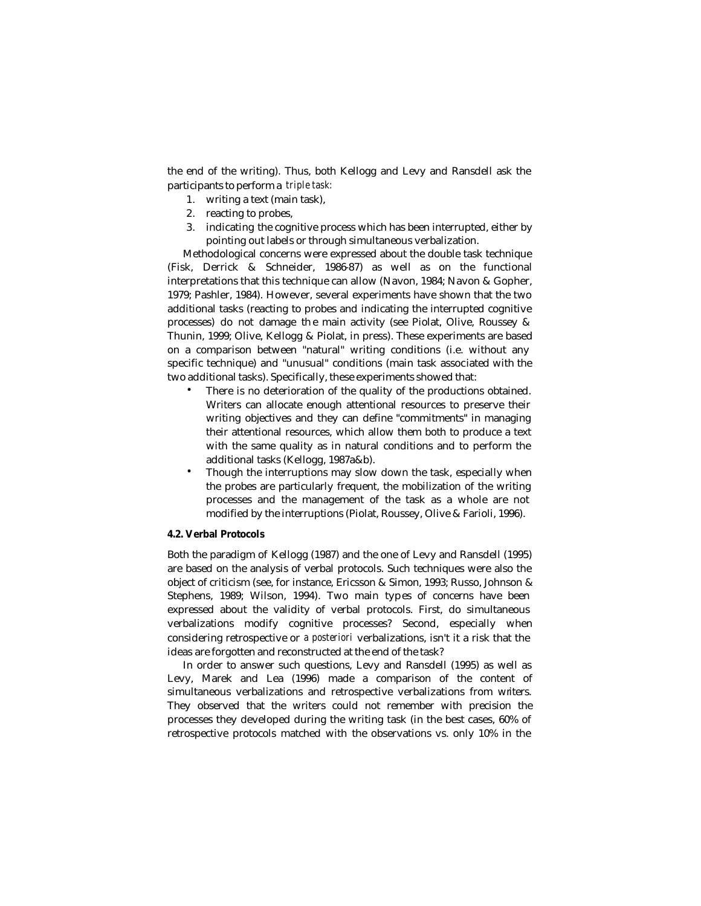the end of the writing). Thus, both Kellogg and Levy and Ransdell ask the participants to perform a *triple task*:

1. writing a text (main task),
2. reacting to probes,
3. indicating the cognitive process which has been interrupted, either by pointing out labels or through simultaneous verbalization.

Methodological concerns were expressed about the double task technique (Fisk, Derrick & Schneider, 1986-87) as well as on the functional interpretations that this technique can allow (Navon, 1984; Navon & Gopher, 1979; Pashler, 1984). However, several experiments have shown that the two additional tasks (reacting to probes and indicating the interrupted cognitive processes) do not damage the main activity (see Piolat, Olive, Roussey & Thunin, 1999; Olive, Kellogg & Piolat, in press). These experiments are based on a comparison between "natural" writing conditions (i.e. without any specific technique) and "unusual" conditions (main task associated with the two additional tasks). Specifically, these experiments showed that:

- There is no deterioration of the quality of the productions obtained. Writers can allocate enough attentional resources to preserve their writing objectives and they can define "commitments" in managing their attentional resources, which allow them both to produce a text with the same quality as in natural conditions and to perform the additional tasks (Kellogg, 1987a&b).
- Though the interruptions may slow down the task, especially when the probes are particularly frequent, the mobilization of the writing processes and the management of the task as a whole are not modified by the interruptions (Piolat, Roussey, Olive & Farioli, 1996).

**4.2. Verbal Protocols**

Both the paradigm of Kellogg (1987) and the one of Levy and Ransdell (1995) are based on the analysis of verbal protocols. Such techniques were also the object of criticism (see, for instance, Ericsson & Simon, 1993; Russo, Johnson & Stephens, 1989; Wilson, 1994). Two main types of concerns have been expressed about the validity of verbal protocols. First, do simultaneous verbalizations modify cognitive processes? Second, especially when considering retrospective or *a posteriori* verbalizations, isn't it a risk that the ideas are forgotten and reconstructed at the end of the task?

In order to answer such questions, Levy and Ransdell (1995) as well as Levy, Marek and Lea (1996) made a comparison of the content of simultaneous verbalizations and retrospective verbalizations from writers. They observed that the writers could not remember with precision the processes they developed during the writing task (in the best cases, 60% of retrospective protocols matched with the observations vs. only 10% in the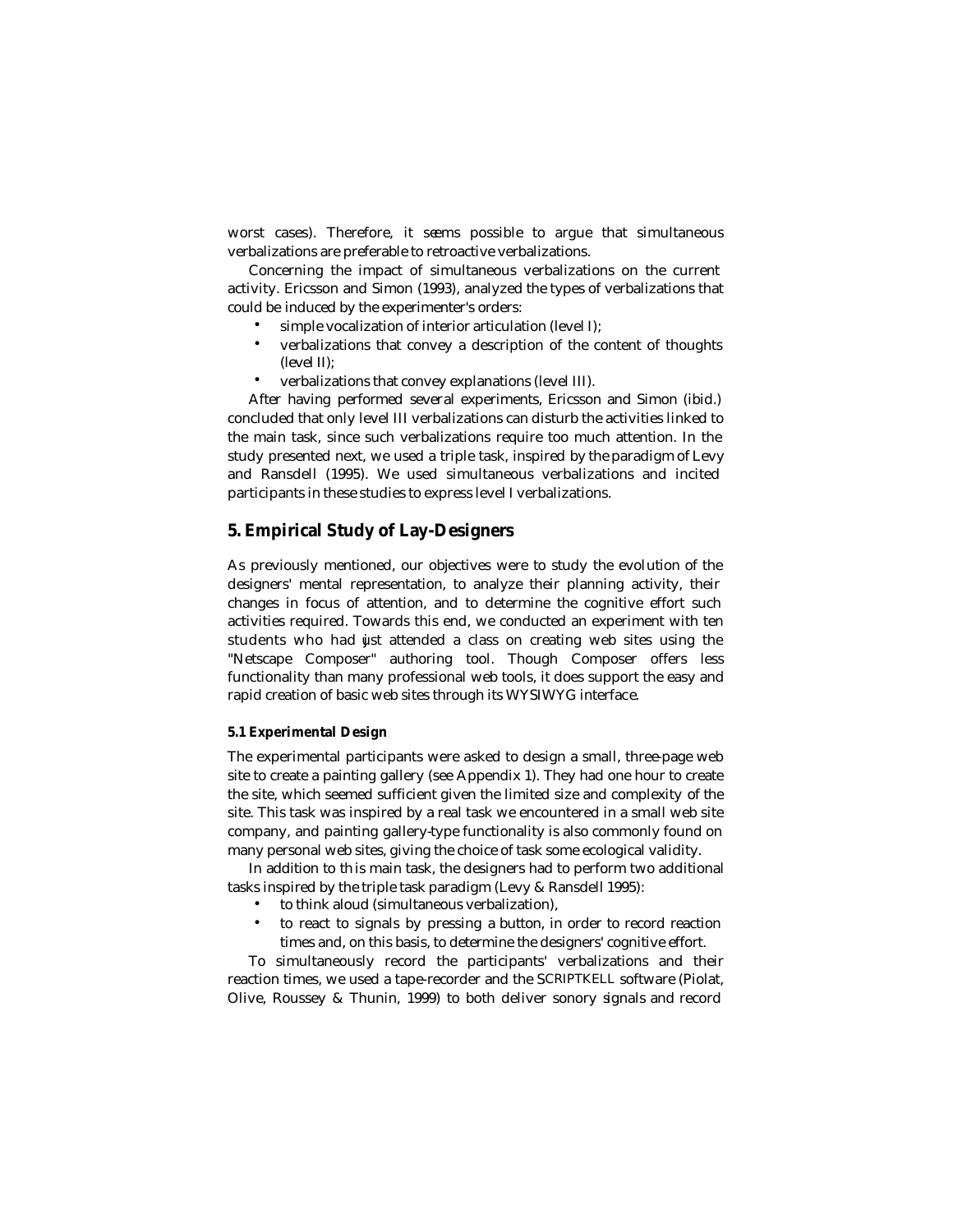worst cases). Therefore, it seems possible to argue that simultaneous verbalizations are preferable to retroactive verbalizations.

Concerning the impact of simultaneous verbalizations on the current activity. Ericsson and Simon (1993), analyzed the types of verbalizations that could be induced by the experimenter's orders:

- simple vocalization of interior articulation (level I);
- verbalizations that convey a description of the content of thoughts (level II);
- verbalizations that convey explanations (level III).

After having performed several experiments, Ericsson and Simon (ibid.) concluded that only level III verbalizations can disturb the activities linked to the main task, since such verbalizations require too much attention. In the study presented next, we used a triple task, inspired by the paradigm of Levy and Ransdell (1995). We used simultaneous verbalizations and incited participants in these studies to express level I verbalizations.

## 5. Empirical Study of Lay-Designers

As previously mentioned, our objectives were to study the evolution of the designers' mental representation, to analyze their planning activity, their changes in focus of attention, and to determine the cognitive effort such activities required. Towards this end, we conducted an experiment with ten students who had just attended a class on creating web sites using the "Netscape Composer" authoring tool. Though Composer offers less functionality than many professional web tools, it does support the easy and rapid creation of basic web sites through its WYSIWYG interface.

### 5.1 Experimental Design

The experimental participants were asked to design a small, three-page web site to create a painting gallery (see Appendix 1). They had one hour to create the site, which seemed sufficient given the limited size and complexity of the site. This task was inspired by a real task we encountered in a small web site company, and painting gallery-type functionality is also commonly found on many personal web sites, giving the choice of task some ecological validity.

In addition to this main task, the designers had to perform two additional tasks inspired by the triple task paradigm (Levy & Ransdell 1995):

- to think aloud (simultaneous verbalization),
- to react to signals by pressing a button, in order to record reaction times and, on this basis, to determine the designers' cognitive effort.

To simultaneously record the participants' verbalizations and their reaction times, we used a tape-recorder and the SCRIPTKELL software (Piolat, Olive, Roussey & Thunin, 1999) to both deliver sonory signals and record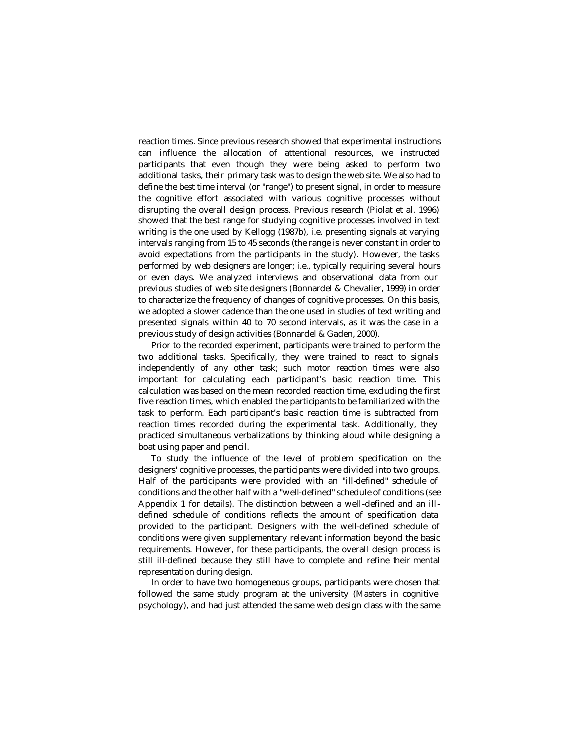reaction times. Since previous research showed that experimental instructions can influence the allocation of attentional resources, we instructed participants that even though they were being asked to perform two additional tasks, their primary task was to design the web site. We also had to define the best time interval (or "range") to present signal, in order to measure the cognitive effort associated with various cognitive processes without disrupting the overall design process. Previous research (Piolat et al. 1996) showed that the best range for studying cognitive processes involved in text writing is the one used by Kellogg (1987b), i.e. presenting signals at varying intervals ranging from 15 to 45 seconds (the range is never constant in order to avoid expectations from the participants in the study). However, the tasks performed by web designers are longer; i.e., typically requiring several hours or even days. We analyzed interviews and observational data from our previous studies of web site designers (Bonnardel & Chevalier, 1999) in order to characterize the frequency of changes of cognitive processes. On this basis, we adopted a slower cadence than the one used in studies of text writing and presented signals within 40 to 70 second intervals, as it was the case in a previous study of design activities (Bonnardel & Gaden, 2000).

Prior to the recorded experiment, participants were trained to perform the two additional tasks. Specifically, they were trained to react to signals independently of any other task; such motor reaction times were also important for calculating each participant's basic reaction time. This calculation was based on the mean recorded reaction time, excluding the first five reaction times, which enabled the participants to be familiarized with the task to perform. Each participant's basic reaction time is subtracted from reaction times recorded during the experimental task. Additionally, they practiced simultaneous verbalizations by thinking aloud while designing a boat using paper and pencil.

To study the influence of the level of problem specification on the designers' cognitive processes, the participants were divided into two groups. Half of the participants were provided with an "ill-defined" schedule of conditions and the other half with a "well-defined" schedule of conditions (see Appendix 1 for details). The distinction between a well-defined and an ill-defined schedule of conditions reflects the amount of specification data provided to the participant. Designers with the well-defined schedule of conditions were given supplementary relevant information beyond the basic requirements. However, for these participants, the overall design process is still ill-defined because they still have to complete and refine their mental representation during design.

In order to have two homogeneous groups, participants were chosen that followed the same study program at the university (Masters in cognitive psychology), and had just attended the same web design class with the same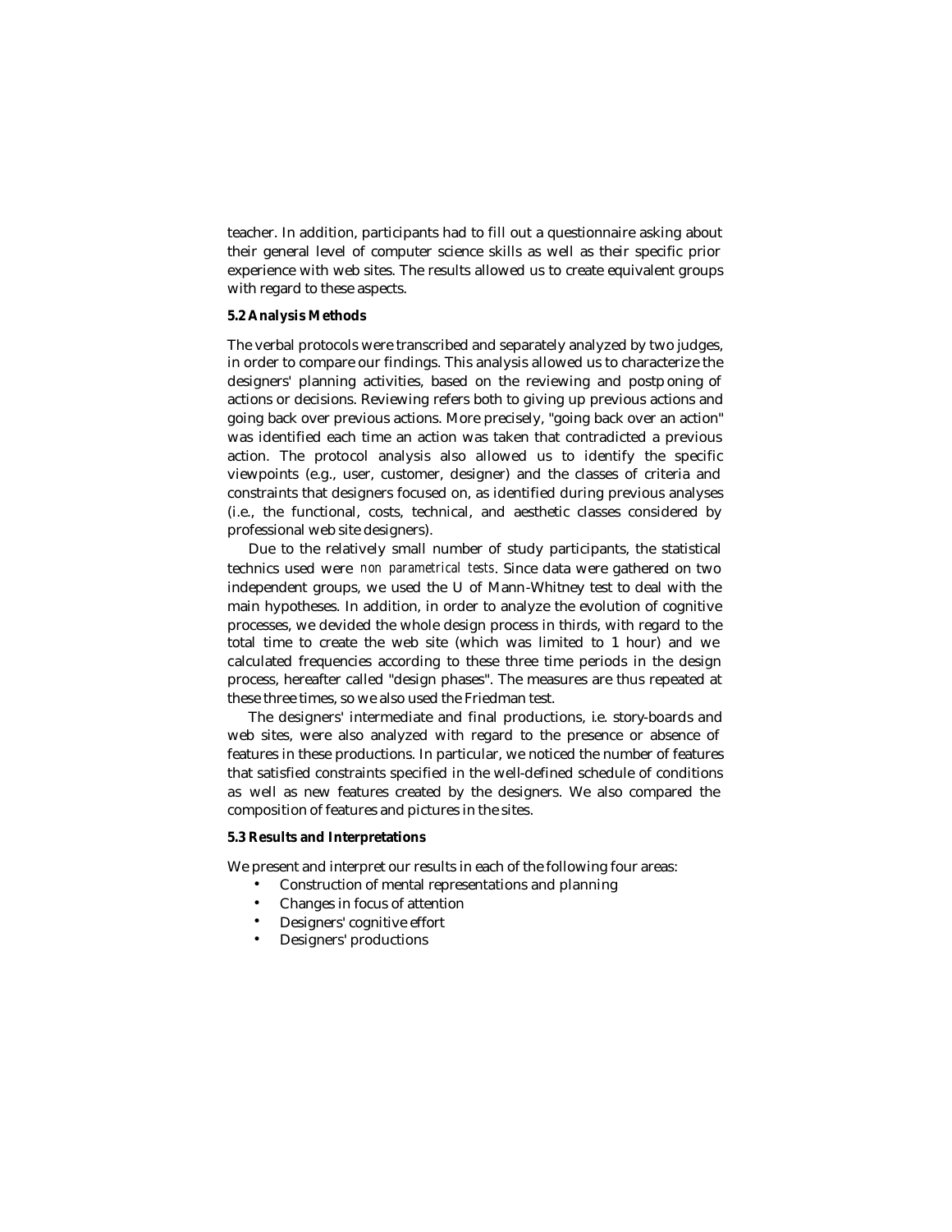teacher. In addition, participants had to fill out a questionnaire asking about their general level of computer science skills as well as their specific prior experience with web sites. The results allowed us to create equivalent groups with regard to these aspects.

### 5.2 Analysis Methods

The verbal protocols were transcribed and separately analyzed by two judges, in order to compare our findings. This analysis allowed us to characterize the designers' planning activities, based on the reviewing and postponing of actions or decisions. Reviewing refers both to giving up previous actions and going back over previous actions. More precisely, "going back over an action" was identified each time an action was taken that contradicted a previous action. The protocol analysis also allowed us to identify the specific viewpoints (e.g., user, customer, designer) and the classes of criteria and constraints that designers focused on, as identified during previous analyses (i.e., the functional, costs, technical, and aesthetic classes considered by professional web site designers).

Due to the relatively small number of study participants, the statistical technics used were *non parametrical tests*. Since data were gathered on two independent groups, we used the U of Mann-Whitney test to deal with the main hypotheses. In addition, in order to analyze the evolution of cognitive processes, we devided the whole design process in thirds, with regard to the total time to create the web site (which was limited to 1 hour) and we calculated frequencies according to these three time periods in the design process, hereafter called "design phases". The measures are thus repeated at these three times, so we also used the Friedman test.

The designers' intermediate and final productions, i.e. story-boards and web sites, were also analyzed with regard to the presence or absence of features in these productions. In particular, we noticed the number of features that satisfied constraints specified in the well-defined schedule of conditions as well as new features created by the designers. We also compared the composition of features and pictures in the sites.

### 5.3 Results and Interpretations

We present and interpret our results in each of the following four areas:

- Construction of mental representations and planning
- Changes in focus of attention
- Designers' cognitive effort
- Designers' productions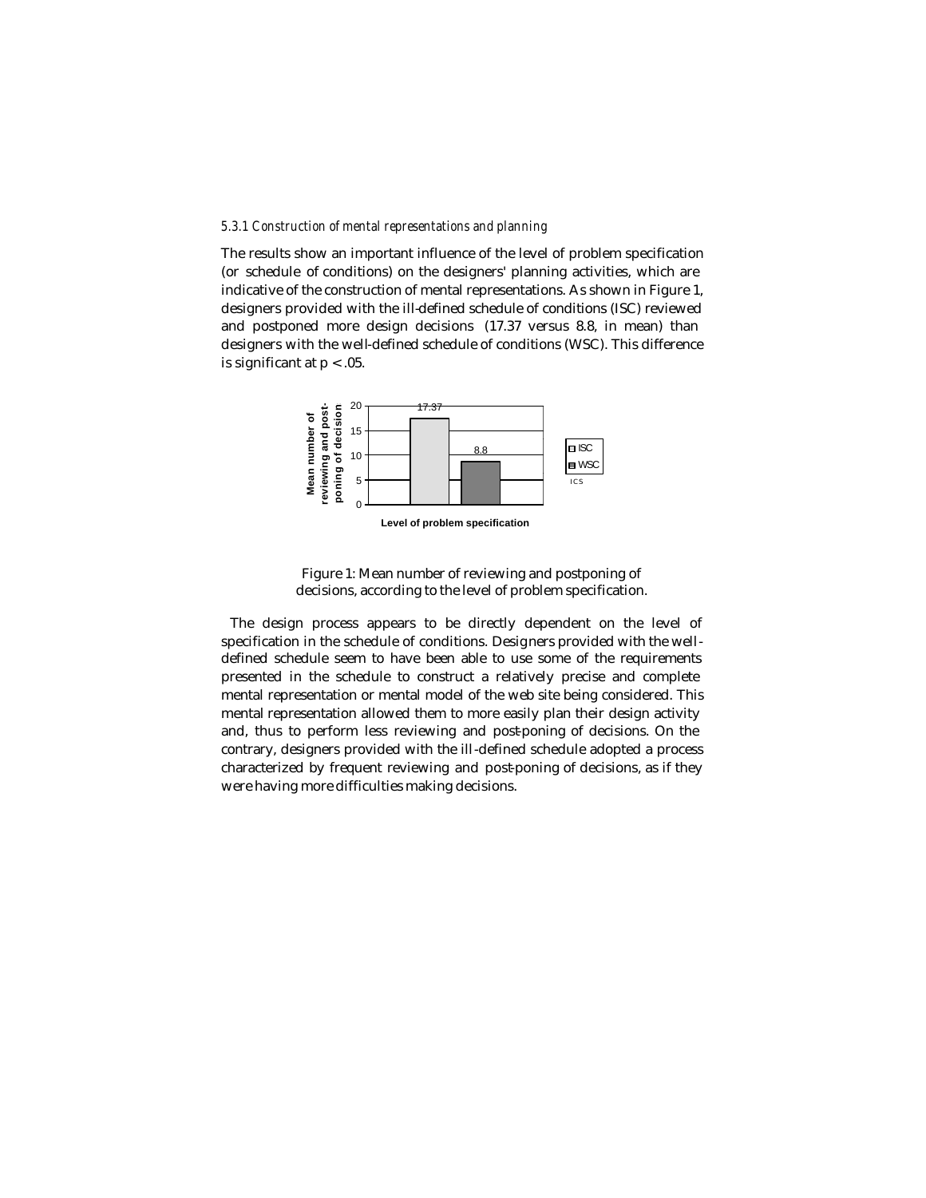### *5.3.1 Construction of mental representations and planning*

The results show an important influence of the level of problem specification (or schedule of conditions) on the designers' planning activities, which are indicative of the construction of mental representations. As shown in Figure 1, designers provided with the ill-defined schedule of conditions (ISC) reviewed and postponed more design decisions (17.37 versus 8.8, in mean) than designers with the well-defined schedule of conditions (WSC). This difference is significant at $p < .05$.

Figure 1: Mean number of reviewing and postponing of decisions, according to the level of problem specification.

The design process appears to be directly dependent on the level of specification in the schedule of conditions. Designers provided with the well-defined schedule seem to have been able to use some of the requirements presented in the schedule to construct a relatively precise and complete mental representation or mental model of the web site being considered. This mental representation allowed them to more easily plan their design activity and, thus to perform less reviewing and post-poning of decisions. On the contrary, designers provided with the ill-defined schedule adopted a process characterized by frequent reviewing and post-poning of decisions, as if they were having more difficulties making decisions.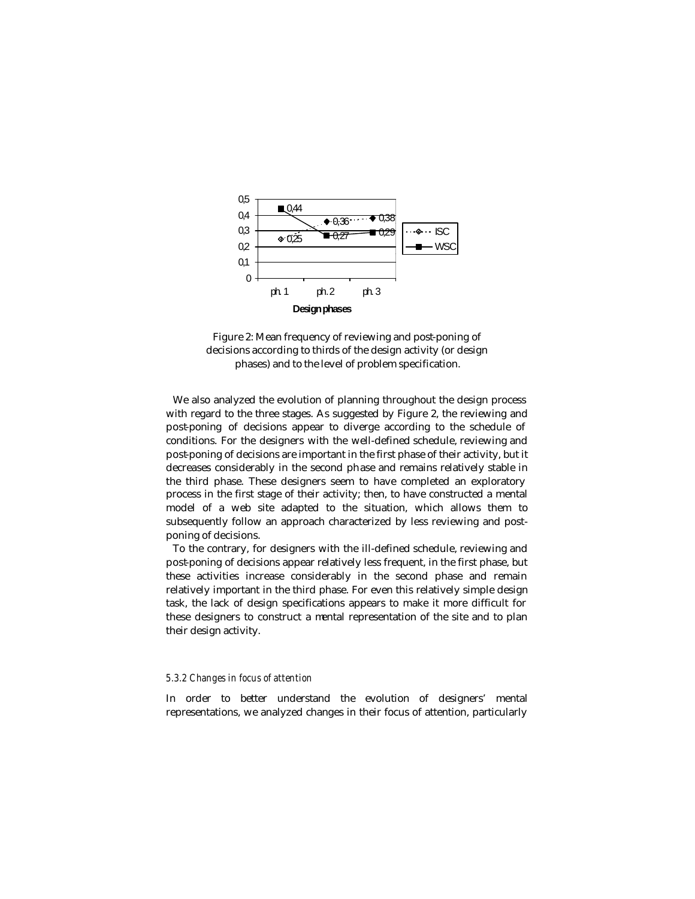Figure 2: Mean frequency of reviewing and post-poning of decisions according to thirds of the design activity (or design phases) and to the level of problem specification.

We also analyzed the evolution of planning throughout the design process with regard to the three stages. As suggested by Figure 2, the reviewing and post-poning of decisions appear to diverge according to the schedule of conditions. For the designers with the well-defined schedule, reviewing and post-poning of decisions are important in the first phase of their activity, but it decreases considerably in the second phase and remains relatively stable in the third phase. These designers seem to have completed an exploratory process in the first stage of their activity; then, to have constructed a mental model of a web site adapted to the situation, which allows them to subsequently follow an approach characterized by less reviewing and post-poning of decisions.

To the contrary, for designers with the ill-defined schedule, reviewing and post-poning of decisions appear relatively less frequent, in the first phase, but these activities increase considerably in the second phase and remain relatively important in the third phase. For even this relatively simple design task, the lack of design specifications appears to make it more difficult for these designers to construct a mental representation of the site and to plan their design activity.

### *5.3.2 Changes in focus of attention*

In order to better understand the evolution of designers' mental representations, we analyzed changes in their focus of attention, particularly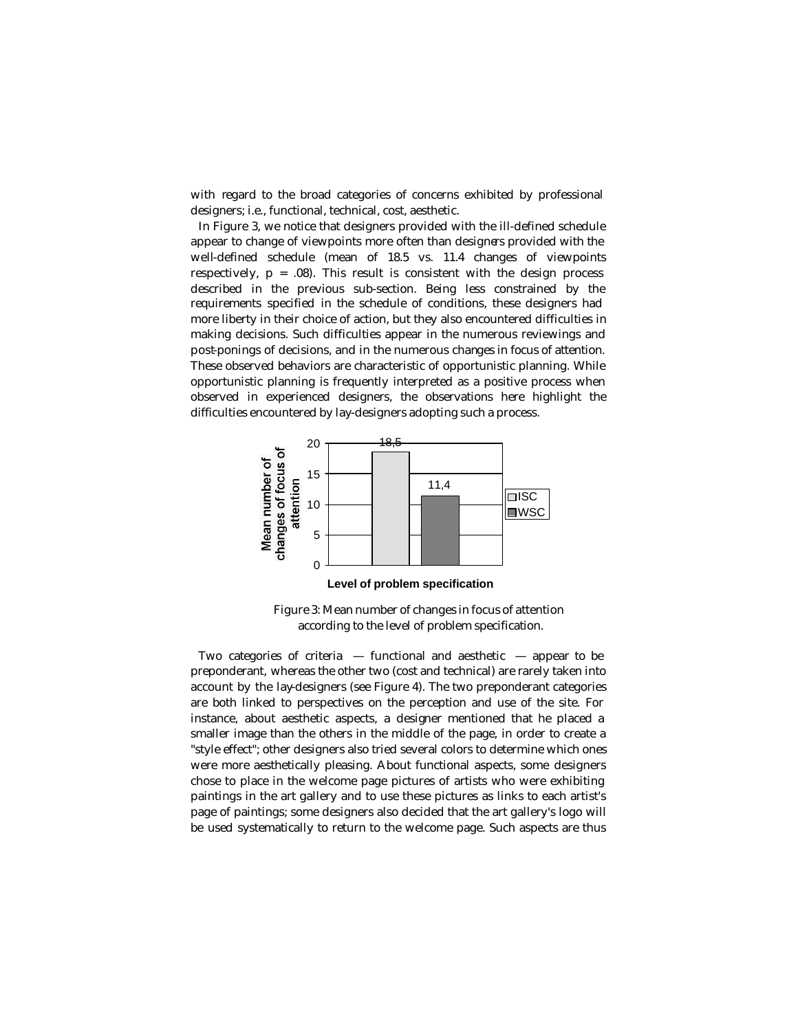with regard to the broad categories of concerns exhibited by professional designers; i.e., functional, technical, cost, aesthetic.

In Figure 3, we notice that designers provided with the ill-defined schedule appear to change of viewpoints more often than designers provided with the well-defined schedule (mean of 18.5 vs. 11.4 changes of viewpoints respectively, $p = .08$). This result is consistent with the design process described in the previous sub-section. Being less constrained by the requirements specified in the schedule of conditions, these designers had more liberty in their choice of action, but they also encountered difficulties in making decisions. Such difficulties appear in the numerous reviewings and post-ponings of decisions, and in the numerous changes in focus of attention. These observed behaviors are characteristic of opportunistic planning. While opportunistic planning is frequently interpreted as a positive process when observed in experienced designers, the observations here highlight the difficulties encountered by lay-designers adopting such a process.

| Level of problem specification | Mean number of changes of focus of attention |
| --- | --- |
| ISC | 18,5 |
| WSC | 11,4 |

Figure 3: Mean number of changes in focus of attention according to the level of problem specification.

Two categories of criteria — functional and aesthetic — appear to be preponderant, whereas the other two (cost and technical) are rarely taken into account by the lay-designers (see Figure 4). The two preponderant categories are both linked to perspectives on the perception and use of the site. For instance, about aesthetic aspects, a designer mentioned that he placed a smaller image than the others in the middle of the page, in order to create a "style effect"; other designers also tried several colors to determine which ones were more aesthetically pleasing. About functional aspects, some designers chose to place in the welcome page pictures of artists who were exhibiting paintings in the art gallery and to use these pictures as links to each artist's page of paintings; some designers also decided that the art gallery's logo will be used systematically to return to the welcome page. Such aspects are thus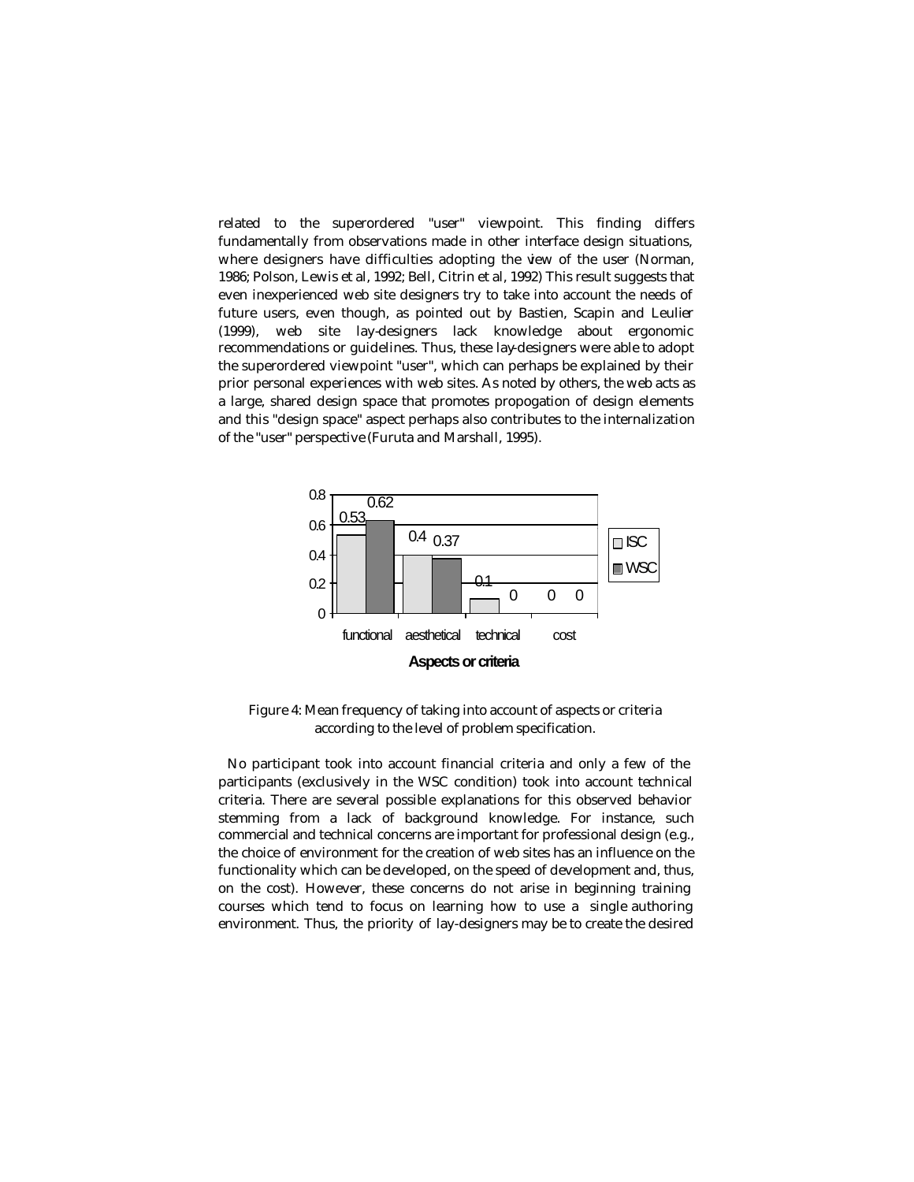related to the superordered "user" viewpoint. This finding differs fundamentally from observations made in other interface design situations, where designers have difficulties adopting the view of the user (Norman, 1986; Polson, Lewis et al, 1992; Bell, Citrin et al, 1992) This result suggests that even inexperienced web site designers try to take into account the needs of future users, even though, as pointed out by Bastien, Scapin and Leulier (1999), web site lay-designers lack knowledge about ergonomic recommendations or guidelines. Thus, these lay-designers were able to adopt the superordered viewpoint "user", which can perhaps be explained by their prior personal experiences with web sites. As noted by others, the web acts as a large, shared design space that promotes propogation of design elements and this "design space" aspect perhaps also contributes to the internalization of the "user" perspective (Furuta and Marshall, 1995).

| Aspects or criteria | ISC | WSC |
|---|---|---|
| functional | 0.53 | 0.62 |
| aesthetical | 0.4 | 0.37 |
| technical | 0.1 | 0 |
| cost | 0 | 0 |

Figure 4: Mean frequency of taking into account of aspects or criteria according to the level of problem specification.

No participant took into account financial criteria and only a few of the participants (exclusively in the WSC condition) took into account technical criteria. There are several possible explanations for this observed behavior stemming from a lack of background knowledge. For instance, such commercial and technical concerns are important for professional design (e.g., the choice of environment for the creation of web sites has an influence on the functionality which can be developed, on the speed of development and, thus, on the cost). However, these concerns do not arise in beginning training courses which tend to focus on learning how to use a single authoring environment. Thus, the priority of lay-designers may be to create the desired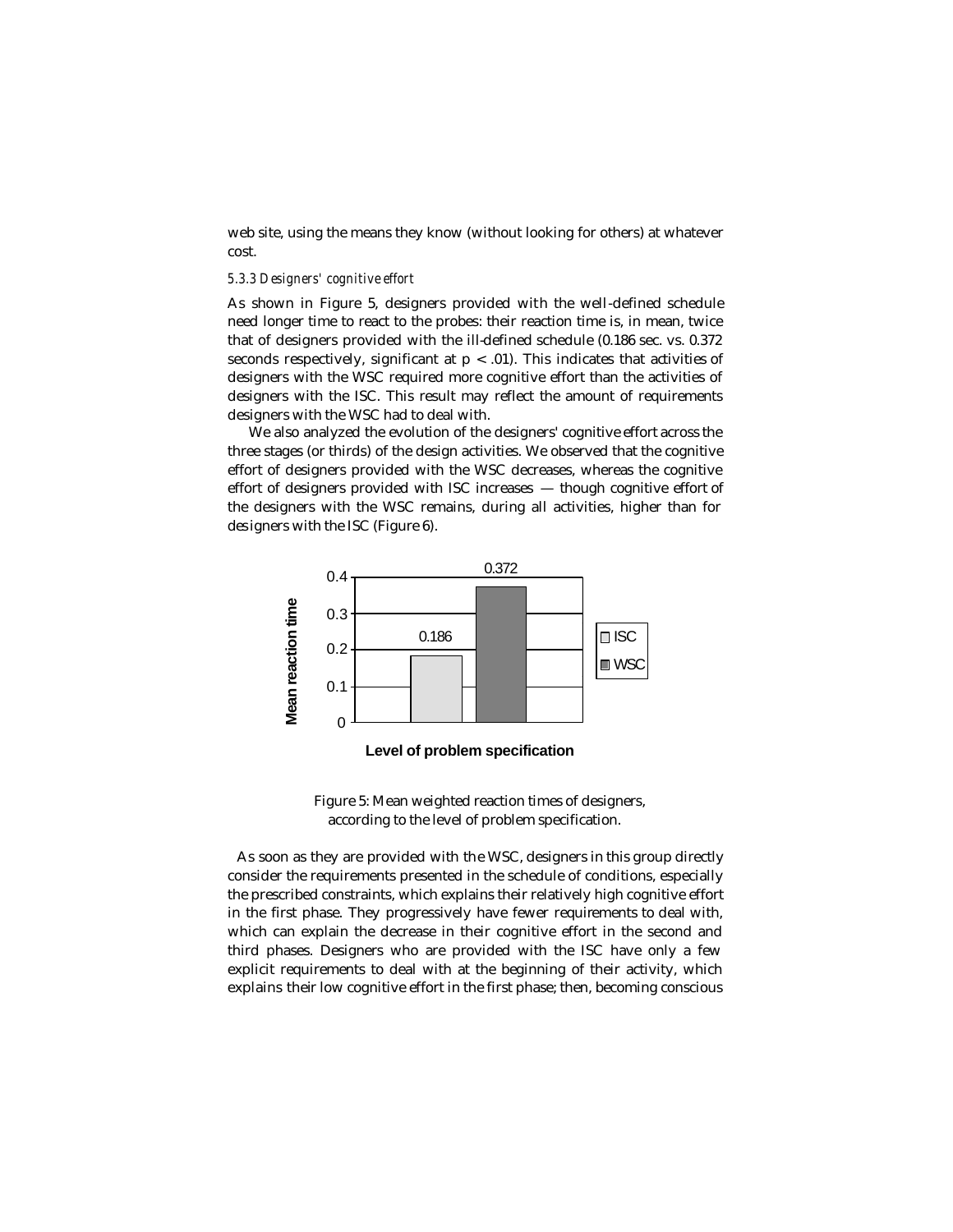web site, using the means they know (without looking for others) at whatever cost.

#### *5.3.3 Designers' cognitive effort*

As shown in Figure 5, designers provided with the well-defined schedule need longer time to react to the probes: their reaction time is, in mean, twice that of designers provided with the ill-defined schedule (0.186 sec. vs. 0.372 seconds respectively, significant at $p < .01$). This indicates that activities of designers with the WSC required more cognitive effort than the activities of designers with the ISC. This result may reflect the amount of requirements designers with the WSC had to deal with.

We also analyzed the evolution of the designers' cognitive effort across the three stages (or thirds) of the design activities. We observed that the cognitive effort of designers provided with the WSC decreases, whereas the cognitive effort of designers provided with ISC increases — though cognitive effort of the designers with the WSC remains, during all activities, higher than for designers with the ISC (Figure 6).

| Level of problem specification | Mean reaction time |
|---|---|
| ISC | 0.186 |
| WSC | 0.372 |

Figure 5: Mean weighted reaction times of designers, according to the level of problem specification.

As soon as they are provided with the WSC, designers in this group directly consider the requirements presented in the schedule of conditions, especially the prescribed constraints, which explains their relatively high cognitive effort in the first phase. They progressively have fewer requirements to deal with, which can explain the decrease in their cognitive effort in the second and third phases. Designers who are provided with the ISC have only a few explicit requirements to deal with at the beginning of their activity, which explains their low cognitive effort in the first phase; then, becoming conscious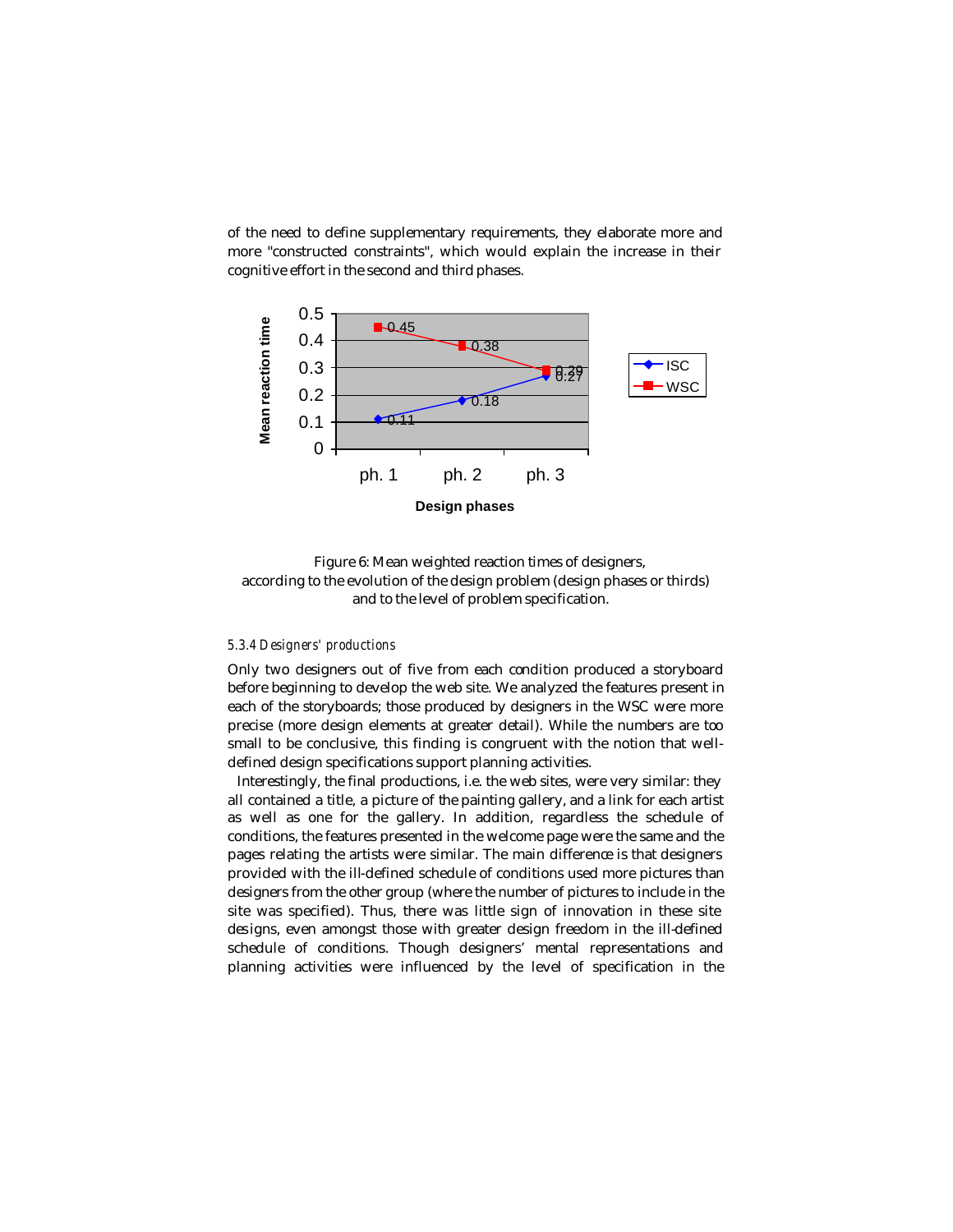of the need to define supplementary requirements, they elaborate more and more "constructed constraints", which would explain the increase in their cognitive effort in the second and third phases.

Figure 6: Mean weighted reaction times of designers, according to the evolution of the design problem (design phases or thirds) and to the level of problem specification.

#### *5.3.4 Designers' productions*

Only two designers out of five from each condition produced a storyboard before beginning to develop the web site. We analyzed the features present in each of the storyboards; those produced by designers in the WSC were more precise (more design elements at greater detail). While the numbers are too small to be conclusive, this finding is congruent with the notion that well-defined design specifications support planning activities.

Interestingly, the final productions, i.e. the web sites, were very similar: they all contained a title, a picture of the painting gallery, and a link for each artist as well as one for the gallery. In addition, regardless the schedule of conditions, the features presented in the welcome page were the same and the pages relating the artists were similar. The main difference is that designers provided with the ill-defined schedule of conditions used more pictures than designers from the other group (where the number of pictures to include in the site was specified). Thus, there was little sign of innovation in these site designs, even amongst those with greater design freedom in the ill-defined schedule of conditions. Though designers' mental representations and planning activities were influenced by the level of specification in the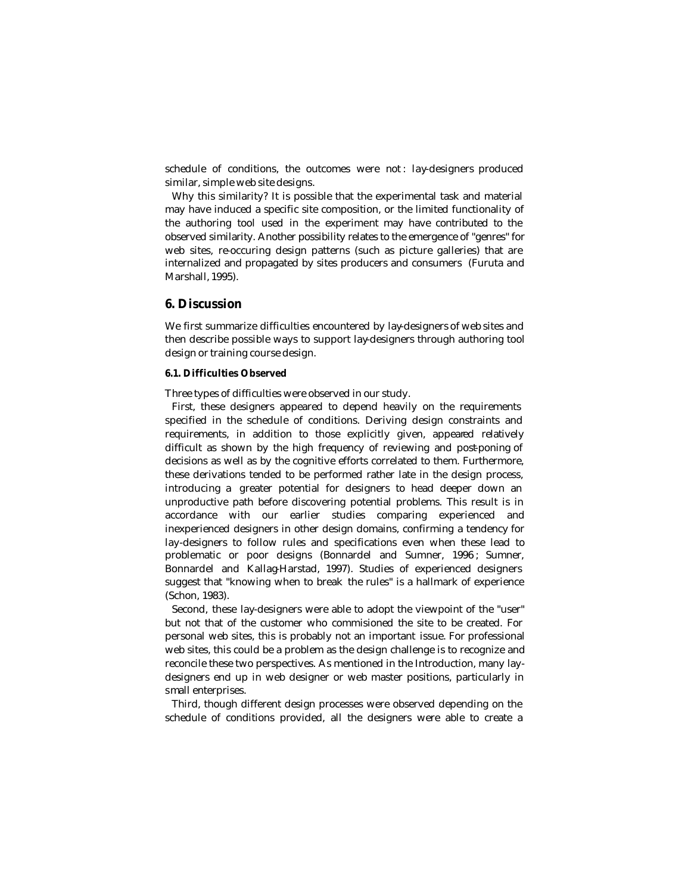schedule of conditions, the outcomes were not : lay-designers produced similar, simple web site designs.

Why this similarity? It is possible that the experimental task and material may have induced a specific site composition, or the limited functionality of the authoring tool used in the experiment may have contributed to the observed similarity. Another possibility relates to the emergence of "genres" for web sites, re-occuring design patterns (such as picture galleries) that are internalized and propagated by sites producers and consumers (Furuta and Marshall, 1995).

## 6. Discussion

We first summarize difficulties encountered by lay-designers of web sites and then describe possible ways to support lay-designers through authoring tool design or training course design.

### 6.1. Difficulties Observed

Three types of difficulties were observed in our study.

First, these designers appeared to depend heavily on the requirements specified in the schedule of conditions. Deriving design constraints and requirements, in addition to those explicitly given, appeared relatively difficult as shown by the high frequency of reviewing and post-poning of decisions as well as by the cognitive efforts correlated to them. Furthermore, these derivations tended to be performed rather late in the design process, introducing a greater potential for designers to head deeper down an unproductive path before discovering potential problems. This result is in accordance with our earlier studies comparing experienced and inexperienced designers in other design domains, confirming a tendency for lay-designers to follow rules and specifications even when these lead to problematic or poor designs (Bonnardel and Sumner, 1996 ; Sumner, Bonnardel and Kallag-Harstad, 1997). Studies of experienced designers suggest that "knowing when to break the rules" is a hallmark of experience (Schon, 1983).

Second, these lay-designers were able to adopt the viewpoint of the "user" but not that of the customer who commisioned the site to be created. For personal web sites, this is probably not an important issue. For professional web sites, this could be a problem as the design challenge is to recognize and reconcile these two perspectives. As mentioned in the Introduction, many lay-designers end up in web designer or web master positions, particularly in small enterprises.

Third, though different design processes were observed depending on the schedule of conditions provided, all the designers were able to create a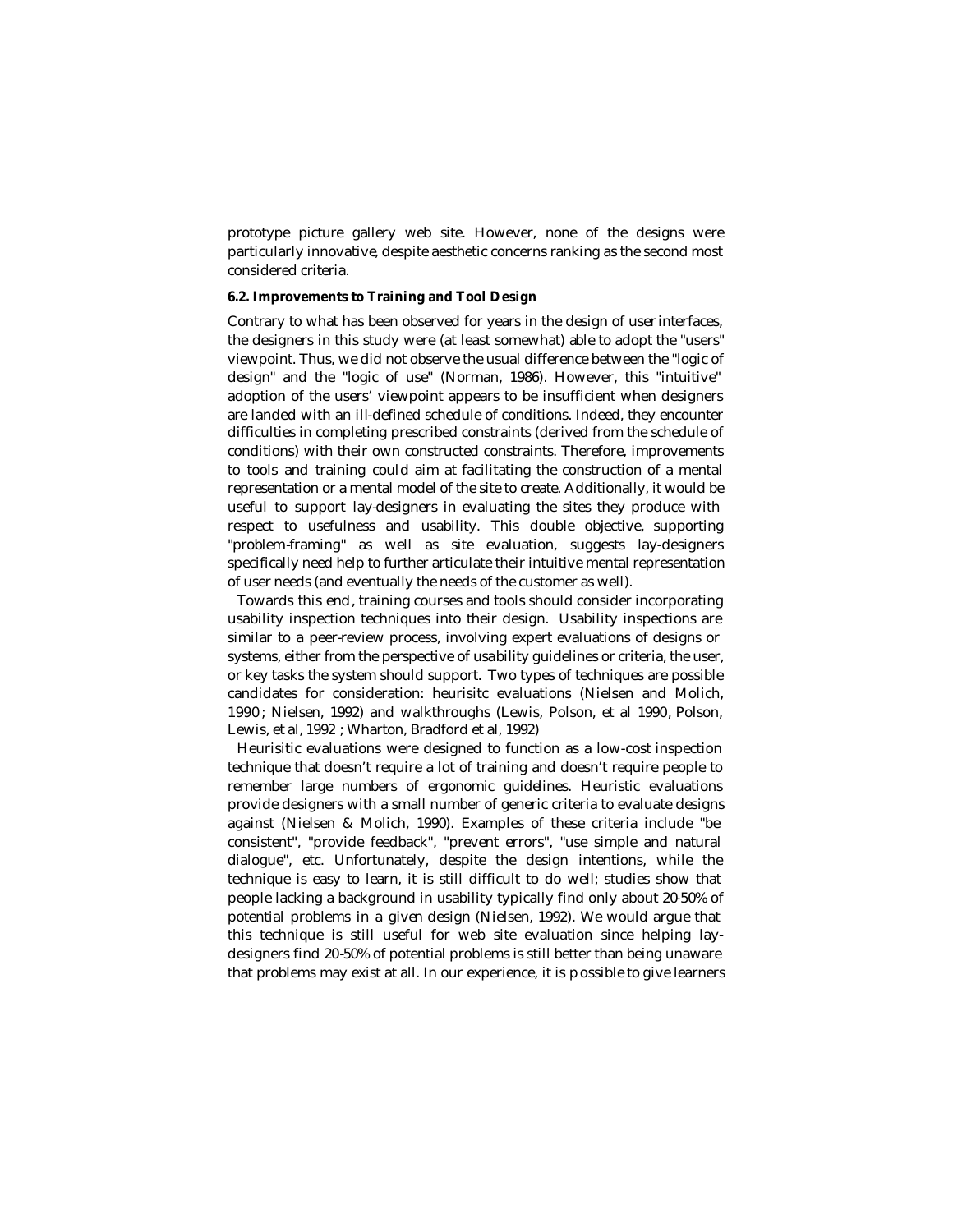prototype picture gallery web site. However, none of the designs were particularly innovative, despite aesthetic concerns ranking as the second most considered criteria.

### 6.2. Improvements to Training and Tool Design

Contrary to what has been observed for years in the design of user interfaces, the designers in this study were (at least somewhat) able to adopt the "users" viewpoint. Thus, we did not observe the usual difference between the "logic of design" and the "logic of use" (Norman, 1986). However, this "intuitive" adoption of the users' viewpoint appears to be insufficient when designers are landed with an ill-defined schedule of conditions. Indeed, they encounter difficulties in completing prescribed constraints (derived from the schedule of conditions) with their own constructed constraints. Therefore, improvements to tools and training could aim at facilitating the construction of a mental representation or a mental model of the site to create. Additionally, it would be useful to support lay-designers in evaluating the sites they produce with respect to usefulness and usability. This double objective, supporting "problem-framing" as well as site evaluation, suggests lay-designers specifically need help to further articulate their intuitive mental representation of user needs (and eventually the needs of the customer as well).

Towards this end, training courses and tools should consider incorporating usability inspection techniques into their design. Usability inspections are similar to a peer-review process, involving expert evaluations of designs or systems, either from the perspective of usability guidelines or criteria, the user, or key tasks the system should support. Two types of techniques are possible candidates for consideration: heurisitc evaluations (Nielsen and Molich, 1990 ; Nielsen, 1992) and walkthroughs (Lewis, Polson, et al 1990, Polson, Lewis, et al, 1992 ; Wharton, Bradford et al, 1992)

Heurisitic evaluations were designed to function as a low-cost inspection technique that doesn't require a lot of training and doesn't require people to remember large numbers of ergonomic guidelines. Heuristic evaluations provide designers with a small number of generic criteria to evaluate designs against (Nielsen & Molich, 1990). Examples of these criteria include "be consistent", "provide feedback", "prevent errors", "use simple and natural dialogue", etc. Unfortunately, despite the design intentions, while the technique is easy to learn, it is still difficult to do well; studies show that people lacking a background in usability typically find only about 20-50% of potential problems in a given design (Nielsen, 1992). We would argue that this technique is still useful for web site evaluation since helping lay-designers find 20-50% of potential problems is still better than being unaware that problems may exist at all. In our experience, it is possible to give learners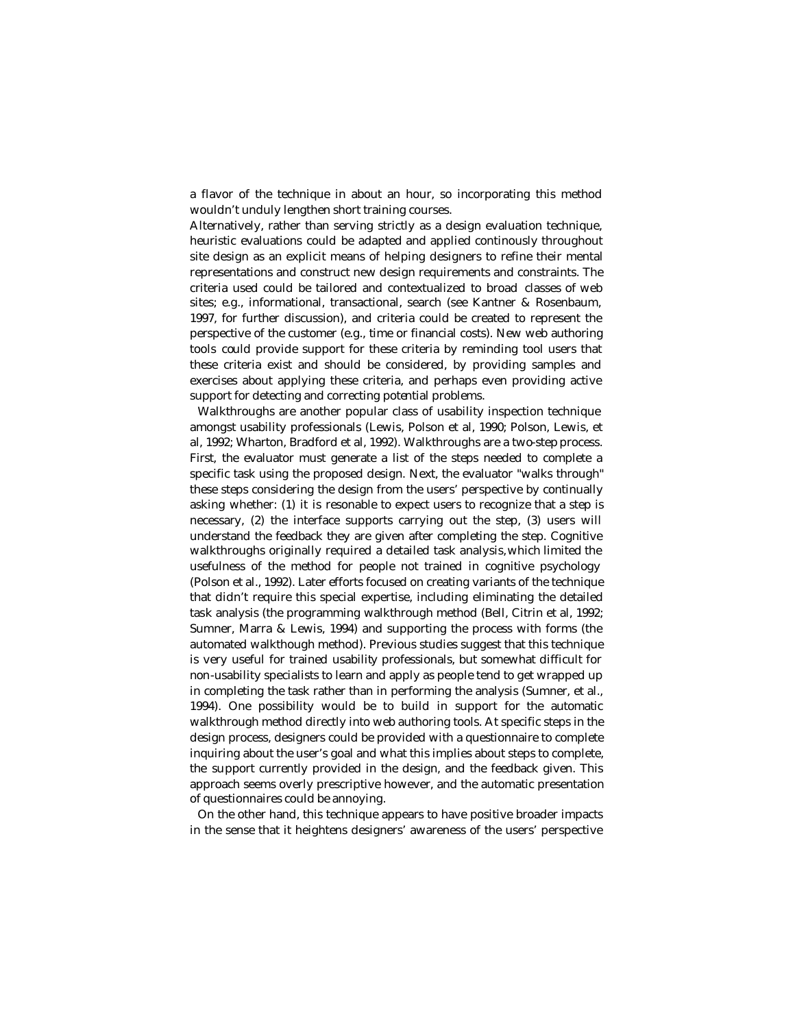a flavor of the technique in about an hour, so incorporating this method wouldn't unduly lengthen short training courses.

Alternatively, rather than serving strictly as a design evaluation technique, heuristic evaluations could be adapted and applied continously throughout site design as an explicit means of helping designers to refine their mental representations and construct new design requirements and constraints. The criteria used could be tailored and contextualized to broad classes of web sites; e.g., informational, transactional, search (see Kantner & Rosenbaum, 1997, for further discussion), and criteria could be created to represent the perspective of the customer (e.g., time or financial costs). New web authoring tools could provide support for these criteria by reminding tool users that these criteria exist and should be considered, by providing samples and exercises about applying these criteria, and perhaps even providing active support for detecting and correcting potential problems.

Walkthroughs are another popular class of usability inspection technique amongst usability professionals (Lewis, Polson et al, 1990; Polson, Lewis, et al, 1992; Wharton, Bradford et al, 1992). Walkthroughs are a two-step process. First, the evaluator must generate a list of the steps needed to complete a specific task using the proposed design. Next, the evaluator "walks through" these steps considering the design from the users' perspective by continually asking whether: (1) it is resonable to expect users to recognize that a step is necessary, (2) the interface supports carrying out the step, (3) users will understand the feedback they are given after completing the step. Cognitive walkthroughs originally required a detailed task analysis, which limited the usefulness of the method for people not trained in cognitive psychology (Polson et al., 1992). Later efforts focused on creating variants of the technique that didn't require this special expertise, including eliminating the detailed task analysis (the programming walkthrough method (Bell, Citrin et al, 1992; Sumner, Marra & Lewis, 1994) and supporting the process with forms (the automated walkthough method). Previous studies suggest that this technique is very useful for trained usability professionals, but somewhat difficult for non-usability specialists to learn and apply as people tend to get wrapped up in completing the task rather than in performing the analysis (Sumner, et al., 1994). One possibility would be to build in support for the automatic walkthrough method directly into web authoring tools. At specific steps in the design process, designers could be provided with a questionnaire to complete inquiring about the user's goal and what this implies about steps to complete, the support currently provided in the design, and the feedback given. This approach seems overly prescriptive however, and the automatic presentation of questionnaires could be annoying.

On the other hand, this technique appears to have positive broader impacts in the sense that it heightens designers' awareness of the users' perspective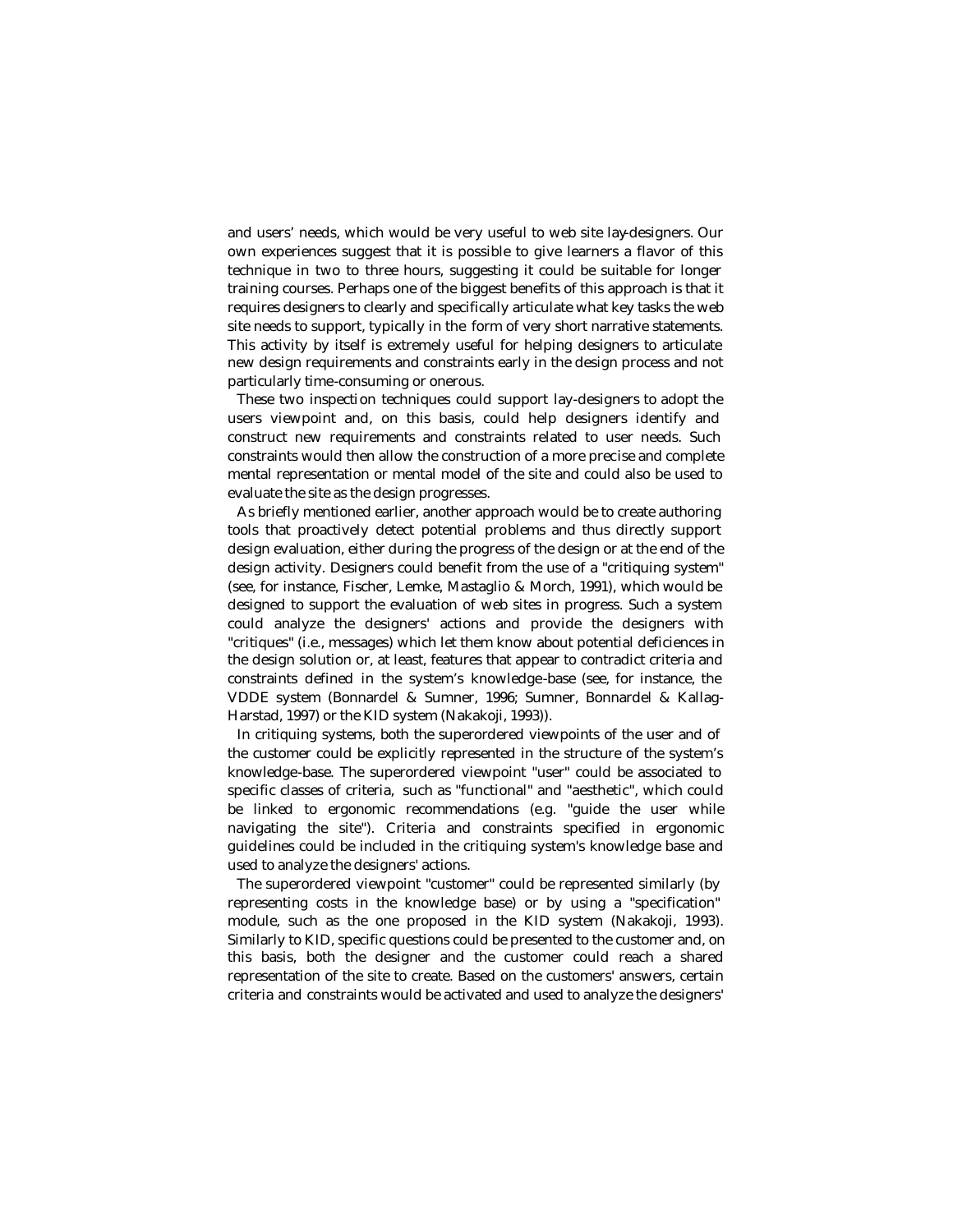and users' needs, which would be very useful to web site lay-designers. Our own experiences suggest that it is possible to give learners a flavor of this technique in two to three hours, suggesting it could be suitable for longer training courses. Perhaps one of the biggest benefits of this approach is that it requires designers to clearly and specifically articulate what key tasks the web site needs to support, typically in the form of very short narrative statements. This activity by itself is extremely useful for helping designers to articulate new design requirements and constraints early in the design process and not particularly time-consuming or onerous.

These two inspection techniques could support lay-designers to adopt the users viewpoint and, on this basis, could help designers identify and construct new requirements and constraints related to user needs. Such constraints would then allow the construction of a more precise and complete mental representation or mental model of the site and could also be used to evaluate the site as the design progresses.

As briefly mentioned earlier, another approach would be to create authoring tools that proactively detect potential problems and thus directly support design evaluation, either during the progress of the design or at the end of the design activity. Designers could benefit from the use of a "critiquing system" (see, for instance, Fischer, Lemke, Mastaglio & Morch, 1991), which would be designed to support the evaluation of web sites in progress. Such a system could analyze the designers' actions and provide the designers with "critiques" (i.e., messages) which let them know about potential deficiences in the design solution or, at least, features that appear to contradict criteria and constraints defined in the system's knowledge-base (see, for instance, the VDDE system (Bonnardel & Sumner, 1996; Sumner, Bonnardel & Kallag-Harstad, 1997) or the KID system (Nakakoji, 1993)).

In critiquing systems, both the superordered viewpoints of the user and of the customer could be explicitly represented in the structure of the system's knowledge-base. The superordered viewpoint "user" could be associated to specific classes of criteria, such as "functional" and "aesthetic", which could be linked to ergonomic recommendations (e.g. "guide the user while navigating the site"). Criteria and constraints specified in ergonomic guidelines could be included in the critiquing system's knowledge base and used to analyze the designers' actions.

The superordered viewpoint "customer" could be represented similarly (by representing costs in the knowledge base) or by using a "specification" module, such as the one proposed in the KID system (Nakakoji, 1993). Similarly to KID, specific questions could be presented to the customer and, on this basis, both the designer and the customer could reach a shared representation of the site to create. Based on the customers' answers, certain criteria and constraints would be activated and used to analyze the designers'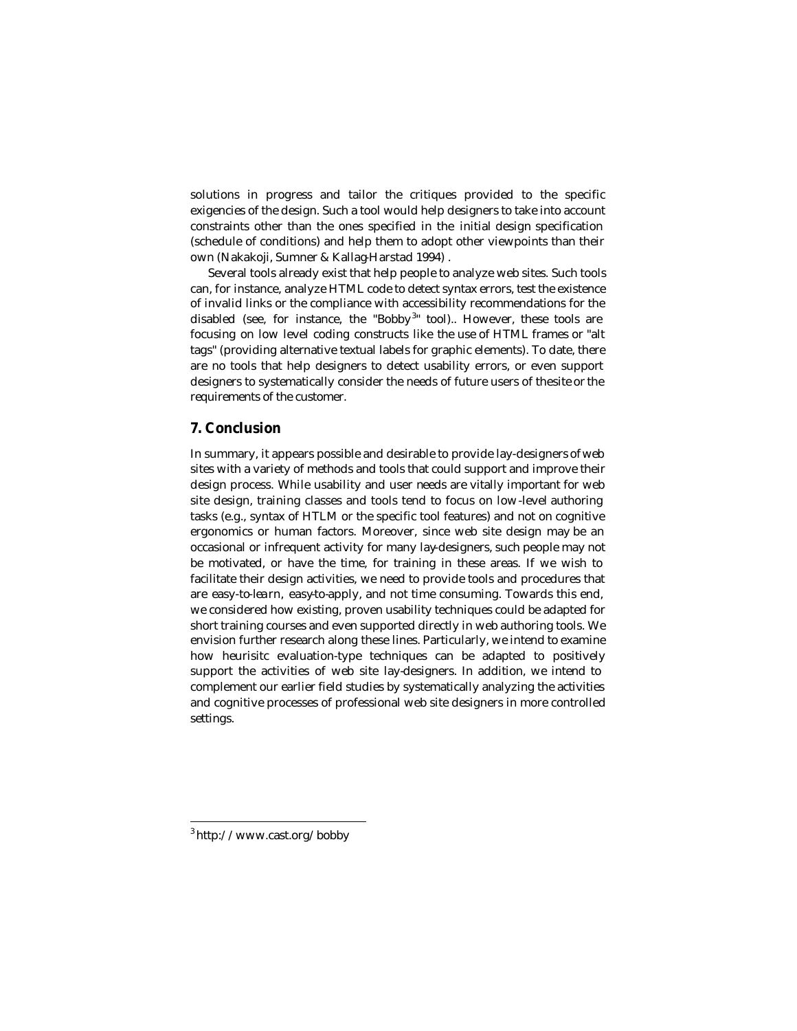solutions in progress and tailor the critiques provided to the specific exigencies of the design. Such a tool would help designers to take into account constraints other than the ones specified in the initial design specification (schedule of conditions) and help them to adopt other viewpoints than their own (Nakakoji, Sumner & Kallag-Harstad 1994) .

Several tools already exist that help people to analyze web sites. Such tools can, for instance, analyze HTML code to detect syntax errors, test the existence of invalid links or the compliance with accessibility recommendations for the disabled (see, for instance, the "Bobby[3]" tool).. However, these tools are focusing on low level coding constructs like the use of HTML frames or "alt tags" (providing alternative textual labels for graphic elements). To date, there are no tools that help designers to detect usability errors, or even support designers to systematically consider the needs of future users of the site or the requirements of the customer.

## 7. Conclusion

In summary, it appears possible and desirable to provide lay-designers of web sites with a variety of methods and tools that could support and improve their design process. While usability and user needs are vitally important for web site design, training classes and tools tend to focus on low-level authoring tasks (e.g., syntax of HTLM or the specific tool features) and not on cognitive ergonomics or human factors. Moreover, since web site design may be an occasional or infrequent activity for many lay-designers, such people may not be motivated, or have the time, for training in these areas. If we wish to facilitate their design activities, we need to provide tools and procedures that are easy-to-learn, easy-to-apply, and not time consuming. Towards this end, we considered how existing, proven usability techniques could be adapted for short training courses and even supported directly in web authoring tools. We envision further research along these lines. Particularly, we intend to examine how heurisitc evaluation-type techniques can be adapted to positively support the activities of web site lay-designers. In addition, we intend to complement our earlier field studies by systematically analyzing the activities and cognitive processes of professional web site designers in more controlled settings.

---

[3] http://www.cast.org/bobby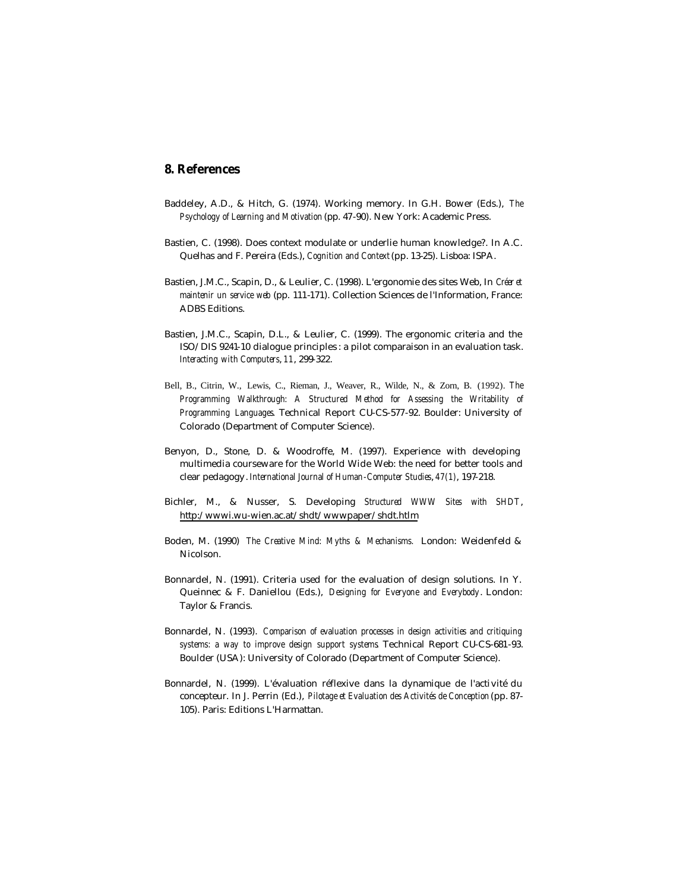## 8. References

Baddeley, A.D., & Hitch, G. (1974). Working memory. In G.H. Bower (Eds.), *The Psychology of Learning and Motivation* (pp. 47-90). New York: Academic Press.

Bastien, C. (1998). Does context modulate or underlie human knowledge?. In A.C. Quelhas and F. Pereira (Eds.), *Cognition and Context* (pp. 13-25). Lisboa: ISPA.

Bastien, J.M.C., Scapin, D., & Leulier, C. (1998). L'ergonomie des sites Web, In *Créer et maintenir un service web* (pp. 111-171). Collection Sciences de l'Information, France: ADBS Editions.

Bastien, J.M.C., Scapin, D.L., & Leulier, C. (1999). The ergonomic criteria and the ISO/DIS 9241-10 dialogue principles : a pilot comparaison in an evaluation task. *Interacting with Computers, 11*, 299-322.

Bell, B., Citrin, W., Lewis, C., Rieman, J., Weaver, R., Wilde, N., & Zorn, B. (1992). *The Programming Walkthrough: A Structured Method for Assessing the Writability of Programming Languages*. Technical Report CU-CS-577-92. Boulder: University of Colorado (Department of Computer Science).

Benyon, D., Stone, D. & Woodroffe, M. (1997). Experience with developing multimedia courseware for the World Wide Web: the need for better tools and clear pedagogy. *International Journal of Human-Computer Studies, 47(1)*, 197-218.

Bichler, M., & Nusser, S. Developing *Structured WWW Sites with SHDT*, http://wwwi.wu-wien.ac.at/shdt/wwwpaper/shdt.htlm

Boden, M. (1990) *The Creative Mind: Myths & Mechanisms.* London: Weidenfeld & Nicolson.

Bonnardel, N. (1991). Criteria used for the evaluation of design solutions. In Y. Queinnec & F. Daniellou (Eds.), *Designing for Everyone and Everybody*. London: Taylor & Francis.

Bonnardel, N. (1993). *Comparison of evaluation processes in design activities and critiquing systems: a way to improve design support systems*. Technical Report CU-CS-681-93. Boulder (USA): University of Colorado (Department of Computer Science).

Bonnardel, N. (1999). L'évaluation réflexive dans la dynamique de l'activité du concepteur. In J. Perrin (Ed.), *Pilotage et Evaluation des Activités de Conception* (pp. 87-105). Paris: Editions L'Harmattan.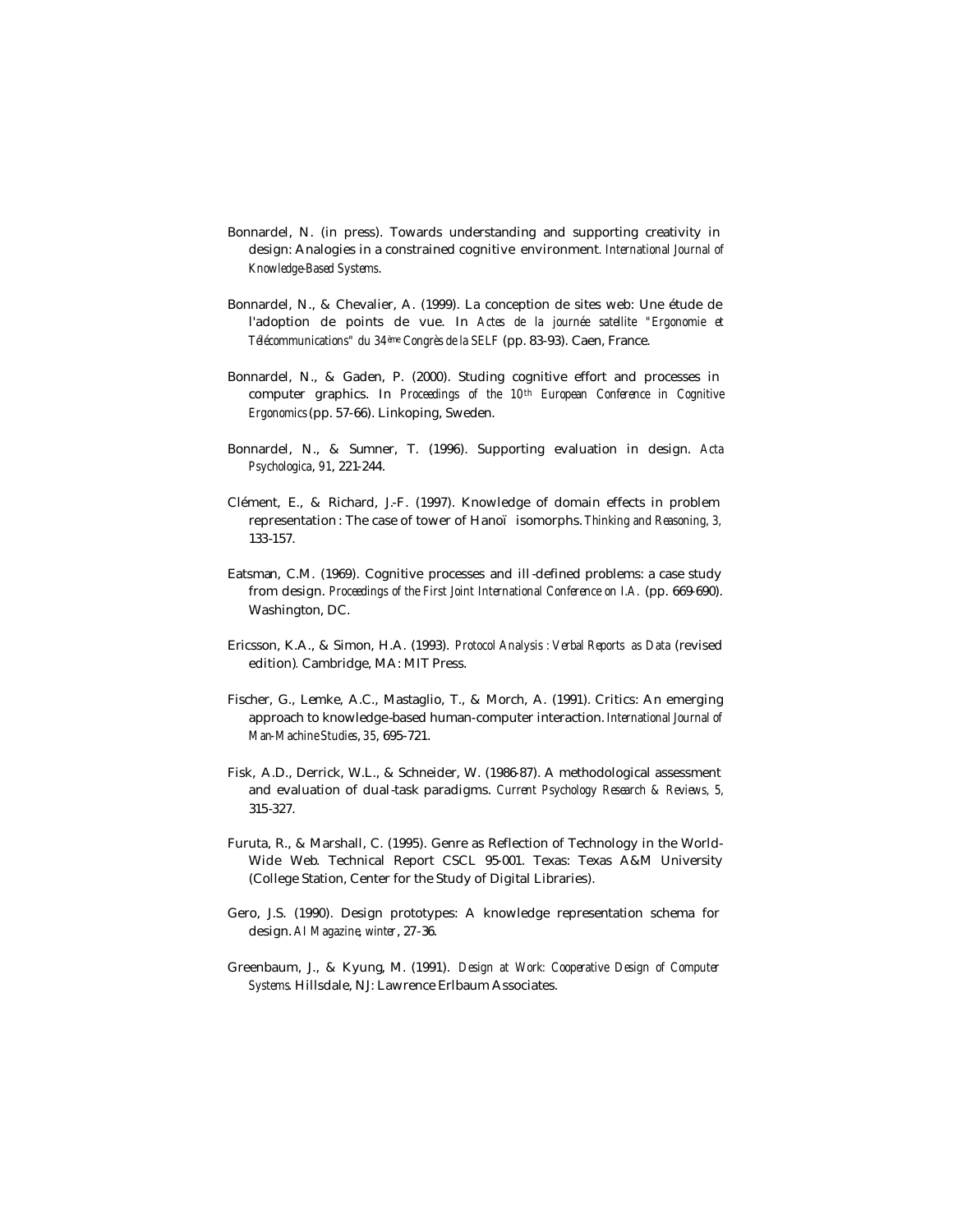Bonnardel, N. (in press). Towards understanding and supporting creativity in design: Analogies in a constrained cognitive environment. *International Journal of Knowledge-Based Systems*.

Bonnardel, N., & Chevalier, A. (1999). La conception de sites web: Une étude de l'adoption de points de vue. In *Actes de la journée satellite "Ergonomie et Télécommunications" du 34ème Congrès de la SELF* (pp. 83-93). Caen, France.

Bonnardel, N., & Gaden, P. (2000). Studing cognitive effort and processes in computer graphics. In *Proceedings of the 10th European Conference in Cognitive Ergonomics* (pp. 57-66). Linkoping, Sweden.

Bonnardel, N., & Sumner, T. (1996). Supporting evaluation in design. *Acta Psychologica*, *91*, 221-244.

Clément, E., & Richard, J.-F. (1997). Knowledge of domain effects in problem representation : The case of tower of Hanoï isomorphs. *Thinking and Reasoning, 3,* 133-157.

Eatsman, C.M. (1969). Cognitive processes and ill-defined problems: a case study from design. *Proceedings of the First Joint International Conference on I.A.* (pp. 669-690). Washington, DC.

Ericsson, K.A., & Simon, H.A. (1993). *Protocol Analysis : Verbal Reports as Data* (revised edition). Cambridge, MA: MIT Press.

Fischer, G., Lemke, A.C., Mastaglio, T., & Morch, A. (1991). Critics: An emerging approach to knowledge-based human-computer interaction. *International Journal of Man-Machine Studies*, *35*, 695-721.

Fisk, A.D., Derrick, W.L., & Schneider, W. (1986-87). A methodological assessment and evaluation of dual-task paradigms. *Current Psychology Research & Reviews, 5,* 315-327.

Furuta, R., & Marshall, C. (1995). Genre as Reflection of Technology in the World-Wide Web. Technical Report CSCL 95-001. Texas: Texas A&M University (College Station, Center for the Study of Digital Libraries).

Gero, J.S. (1990). Design prototypes: A knowledge representation schema for design. *AI Magazine*, *winter*, 27-36.

Greenbaum, J., & Kyung, M. (1991). *Design at Work: Cooperative Design of Computer Systems.* Hillsdale, NJ: Lawrence Erlbaum Associates.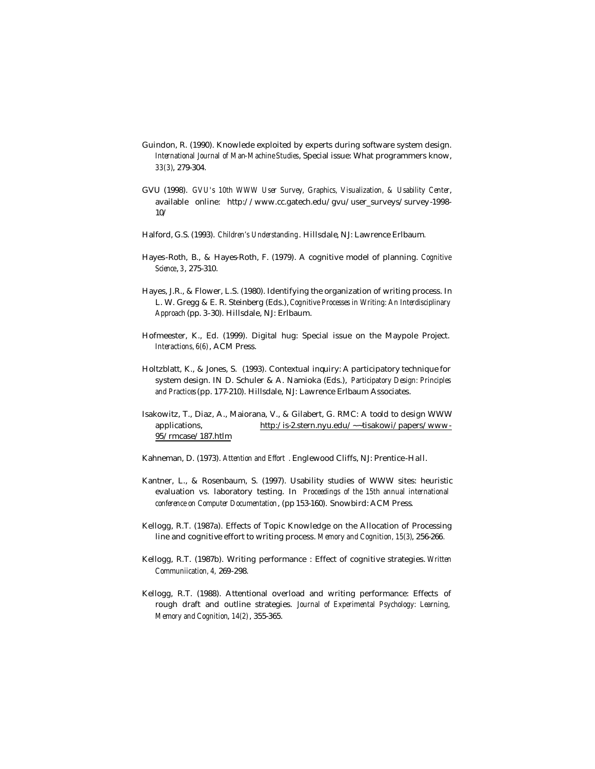Guindon, R. (1990). Knowlede exploited by experts during software system design. *International Journal of Man-Machine Studies*, Special issue: What programmers know, *33(3)*, 279-304.

GVU (1998). *GVU's 10th WWW User Survey, Graphics, Visualization, & Usability Center*, available online: http://www.cc.gatech.edu/gvu/user_surveys/survey-1998-10/

Halford, G.S. (1993). *Children's Understanding*. Hillsdale, NJ: Lawrence Erlbaum.

Hayes-Roth, B., & Hayes-Roth, F. (1979). A cognitive model of planning. *Cognitive Science*, *3*, 275-310.

Hayes, J.R., & Flower, L.S. (1980). Identifying the organization of writing process. In L. W. Gregg & E. R. Steinberg (Eds.), *Cognitive Processes in Writing: An Interdisciplinary Approach* (pp. 3-30). Hillsdale, NJ: Erlbaum.

Hofmeester, K., Ed. (1999). Digital hug: Special issue on the Maypole Project. *Interactions, 6(6)*, ACM Press.

Holtzblatt, K., & Jones, S. (1993). Contextual inquiry: A participatory technique for system design. IN D. Schuler & A. Namioka (Eds.), *Participatory Design: Principles and Practices* (pp. 177-210). Hillsdale, NJ: Lawrence Erlbaum Associates.

Isakowitz, T., Diaz, A., Maiorana, V., & Gilabert, G. RMC: A toold to design WWW applications, http:/is-2.stern.nyu.edu/~~tisakowi/papers/www-95/rmcase/187.htlm

Kahneman, D. (1973). *Attention and Effort* . Englewood Cliffs, NJ: Prentice-Hall.

Kantner, L., & Rosenbaum, S. (1997). Usability studies of WWW sites: heuristic evaluation vs. laboratory testing. In *Proceedings of the 15th annual international conference on Computer Documentation*, (pp 153-160). Snowbird: ACM Press.

Kellogg, R.T. (1987a). Effects of Topic Knowledge on the Allocation of Processing line and cognitive effort to writing process. *Memory and Cognition, 15(3)*, 256-266.

Kellogg, R.T. (1987b). Writing performance : Effect of cognitive strategies. *Written Communiication, 4,* 269-298.

Kellogg, R.T. (1988). Attentional overload and writing performance: Effects of rough draft and outline strategies. *Journal of Experimental Psychology: Learning, Memory and Cognition*, *14(2)*, 355-365.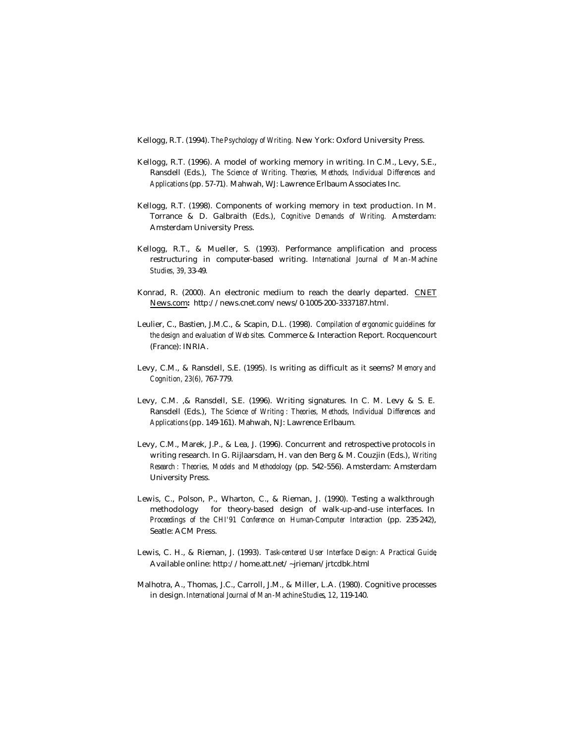Kellogg, R.T. (1994). *The Psychology of Writing.* New York: Oxford University Press.

Kellogg, R.T. (1996). A model of working memory in writing. In C.M., Levy, S.E., Ransdell (Eds.), *The Science of Writing. Theories, Methods, Individual Differences and Applications* (pp. 57-71). Mahwah, WJ: Lawrence Erlbaum Associates Inc.

Kellogg, R.T. (1998). Components of working memory in text production. In M. Torrance & D. Galbraith (Eds.), *Cognitive Demands of Writing.* Amsterdam: Amsterdam University Press.

Kellogg, R.T., & Mueller, S. (1993). Performance amplification and process restructuring in computer-based writing. *International Journal of Man-Machine Studies, 39,* 33-49.

Konrad, R. (2000). An electronic medium to reach the dearly departed. CNET News.com**:** http://news.cnet.com/news/0-1005-200-3337187.html.

Leulier, C., Bastien, J.M.C., & Scapin, D.L. (1998). *Compilation of ergonomic guidelines for the design and evaluation of Web sites.* Commerce & Interaction Report. Rocquencourt (France): INRIA.

Levy, C.M., & Ransdell, S.E. (1995). Is writing as difficult as it seems? *Memory and Cognition, 23(6),* 767-779.

Levy, C.M. ,& Ransdell, S.E. (1996). Writing signatures. In C. M. Levy & S. E. Ransdell (Eds.), *The Science of Writing : Theories, Methods, Individual Differences and Applications* (pp. 149-161). Mahwah, NJ: Lawrence Erlbaum.

Levy, C.M., Marek, J.P., & Lea, J. (1996). Concurrent and retrospective protocols in writing research. In G. Rijlaarsdam, H. van den Berg & M. Couzjin (Eds.), *Writing Research : Theories, Models and Methodology* (pp. 542-556). Amsterdam: Amsterdam University Press.

Lewis, C., Polson, P., Wharton, C., & Rieman, J. (1990). Testing a walkthrough methodology for theory-based design of walk-up-and-use interfaces. In *Proceedings of the CHI'91 Conference on Human-Computer Interaction* (pp. 235-242), Seatle: ACM Press.

Lewis, C. H., & Rieman, J. (1993). *Task-centered User Interface Design: A Practical Guide*, Available online: http://home.att.net/~jrieman/jrtcdbk.html

Malhotra, A., Thomas, J.C., Carroll, J.M., & Miller, L.A. (1980). Cognitive processes in design. *International Journal of Man-Machine Studies, 12*, 119-140.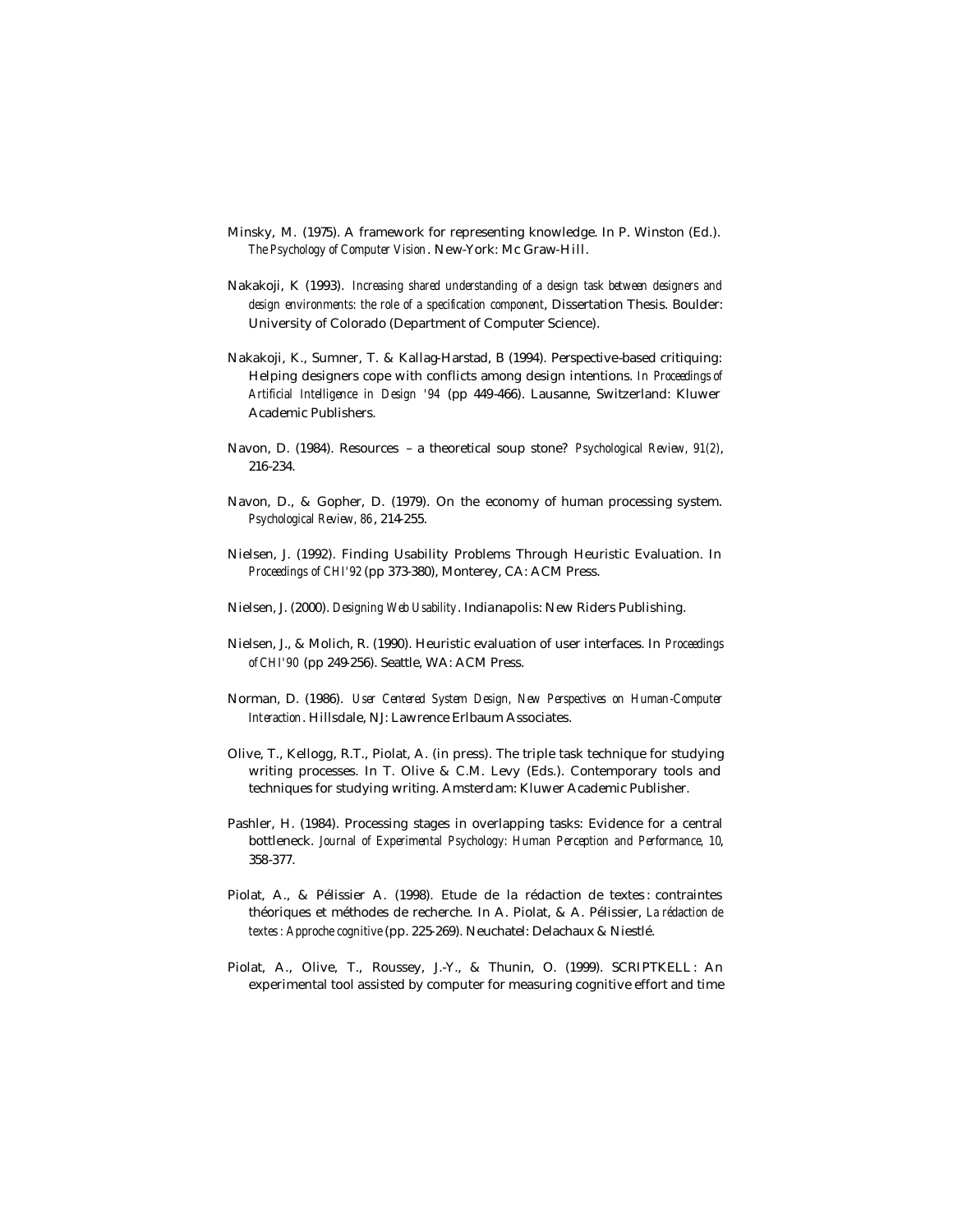Minsky, M. (1975). A framework for representing knowledge. In P. Winston (Ed.). *The Psychology of Computer Vision*. New-York: Mc Graw-Hill.

Nakakoji, K (1993). *Increasing shared understanding of a design task between designers and design environments: the role of a specification component*, Dissertation Thesis. Boulder: University of Colorado (Department of Computer Science).

Nakakoji, K., Sumner, T. & Kallag-Harstad, B (1994). Perspective-based critiquing: Helping designers cope with conflicts among design intentions. *In Proceedings of Artificial Intelligence in Design '94* (pp 449-466). Lausanne, Switzerland: Kluwer Academic Publishers.

Navon, D. (1984). Resources – a theoretical soup stone? *Psychological Review, 91(2)*, 216-234.

Navon, D., & Gopher, D. (1979). On the economy of human processing system. *Psychological Review, 86*, 214-255.

Nielsen, J. (1992). Finding Usability Problems Through Heuristic Evaluation. In *Proceedings of CHI'92* (pp 373-380), Monterey, CA: ACM Press.

Nielsen, J. (2000). *Designing Web Usability*. Indianapolis: New Riders Publishing.

Nielsen, J., & Molich, R. (1990). Heuristic evaluation of user interfaces. In *Proceedings of CHI'90* (pp 249-256). Seattle, WA: ACM Press.

Norman, D. (1986). *User Centered System Design, New Perspectives on Human-Computer Interaction*. Hillsdale, NJ: Lawrence Erlbaum Associates.

Olive, T., Kellogg, R.T., Piolat, A. (in press). The triple task technique for studying writing processes. In T. Olive & C.M. Levy (Eds.). Contemporary tools and techniques for studying writing. Amsterdam: Kluwer Academic Publisher.

Pashler, H. (1984). Processing stages in overlapping tasks: Evidence for a central bottleneck. *Journal of Experimental Psychology: Human Perception and Performance, 10*, 358-377.

Piolat, A., & Pélissier A. (1998). Etude de la rédaction de textes : contraintes théoriques et méthodes de recherche. In A. Piolat, & A. Pélissier, *La rédaction de textes : Approche cognitive* (pp. 225-269). Neuchatel: Delachaux & Niestlé.

Piolat, A., Olive, T., Roussey, J.-Y., & Thunin, O. (1999). SCRIPTKELL : An experimental tool assisted by computer for measuring cognitive effort and time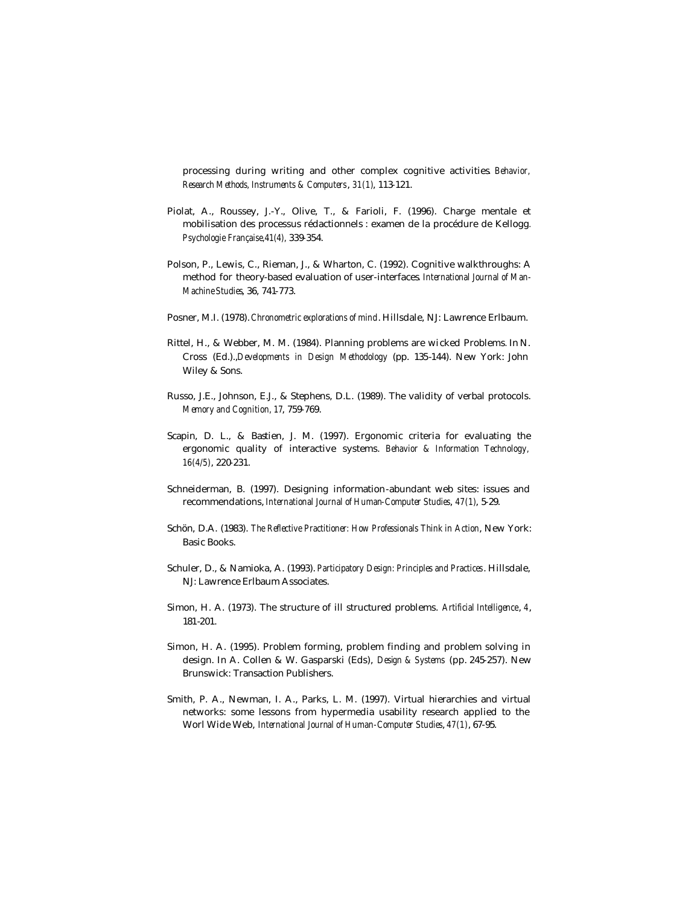processing during writing and other complex cognitive activities. *Behavior, Research Methods, Instruments & Computers*, *31(1)*, 113-121.

Piolat, A., Roussey, J.-Y., Olive, T., & Farioli, F. (1996). Charge mentale et mobilisation des processus rédactionnels : examen de la procédure de Kellogg. *Psychologie Française,41(4)*, 339-354.

Polson, P., Lewis, C., Rieman, J., & Wharton, C. (1992). Cognitive walkthroughs: A method for theory-based evaluation of user-interfaces. *International Journal of Man-Machine Studies*, 36, 741-773.

Posner, M.I. (1978). *Chronometric explorations of mind*. Hillsdale, NJ: Lawrence Erlbaum.

Rittel, H., & Webber, M. M. (1984). Planning problems are wicked Problems. In N. Cross (Ed.).,*Developments in Design Methodology* (pp. 135-144). New York: John Wiley & Sons.

Russo, J.E., Johnson, E.J., & Stephens, D.L. (1989). The validity of verbal protocols. *Memory and Cognition*, *17*, 759-769.

Scapin, D. L., & Bastien, J. M. (1997). Ergonomic criteria for evaluating the ergonomic quality of interactive systems. *Behavior & Information Technology, 16(4/5)*, 220-231.

Schneiderman, B. (1997). Designing information-abundant web sites: issues and recommendations, *International Journal of Human-Computer Studies*, *47(1)*, 5-29.

Schön, D.A. (1983). *The Reflective Practitioner: How Professionals Think in Action*, New York: Basic Books.

Schuler, D., & Namioka, A. (1993). *Participatory Design: Principles and Practices*. Hillsdale, NJ: Lawrence Erlbaum Associates.

Simon, H. A. (1973). The structure of ill structured problems. *Artificial Intelligence*, *4*, 181-201.

Simon, H. A. (1995). Problem forming, problem finding and problem solving in design. In A. Collen & W. Gasparski (Eds), *Design & Systems* (pp. 245-257). New Brunswick: Transaction Publishers.

Smith, P. A., Newman, I. A., Parks, L. M. (1997). Virtual hierarchies and virtual networks: some lessons from hypermedia usability research applied to the Worl Wide Web, *International Journal of Human-Computer Studies*, *47(1)*, 67-95.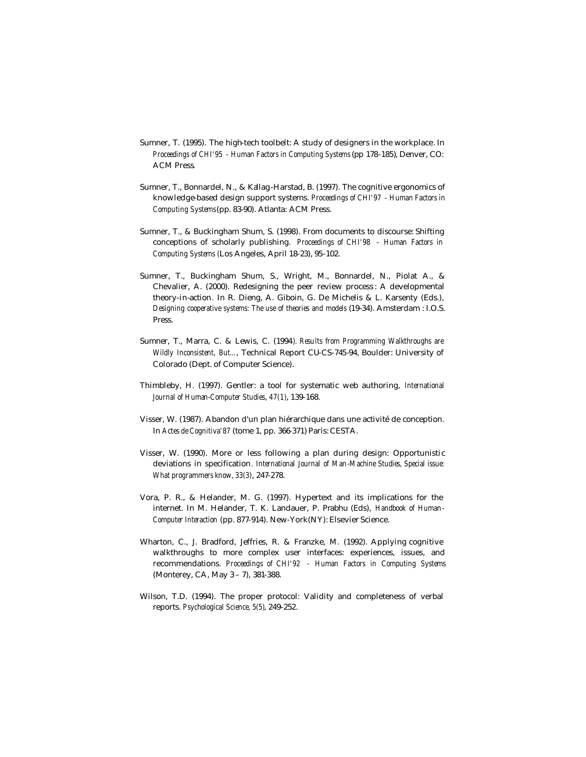Sumner, T. (1995). The high-tech toolbelt: A study of designers in the workplace. In *Proceedings of CHI'95 - Human Factors in Computing Systems* (pp 178-185), Denver, CO: ACM Press.

Sumner, T., Bonnardel, N., & Kallag-Harstad, B. (1997). The cognitive ergonomics of knowledge-based design support systems. *Proceedings of CHI'97 - Human Factors in Computing Systems* (pp. 83-90). Atlanta: ACM Press.

Sumner, T., & Buckingham Shum, S. (1998). From documents to discourse: Shifting conceptions of scholarly publishing. *Proceedings of CHI'98 - Human Factors in Computing Systems* (Los Angeles, April 18-23), 95-102.

Sumner, T., Buckingham Shum, S., Wright, M., Bonnardel, N., Piolat A., & Chevalier, A. (2000). Redesigning the peer review process: A developmental theory-in-action. In R. Dieng, A. Giboin, G. De Michelis & L. Karsenty (Eds.), *Designing cooperative systems: The use of theories and models* (19-34). Amsterdam : I.O.S. Press.

Sumner, T., Marra, C. & Lewis, C. (1994). *Results from Programming Walkthroughs are Wildly Inconsistent, But...*, Technical Report CU-CS-745-94, Boulder: University of Colorado (Dept. of Computer Science).

Thimbleby, H. (1997). Gentler: a tool for systematic web authoring, *International Journal of Human-Computer Studies*, *47(1)*, 139-168.

Visser, W. (1987). Abandon d'un plan hiérarchique dans une activité de conception. In *Actes de Cognitiva'87* (tome 1, pp. 366-371) Paris: CESTA.

Visser, W. (1990). More or less following a plan during design: Opportunistic deviations in specification. *International Journal of Man-Machine Studies, Special issue: What programmers know, 33(3)*, 247-278.

Vora, P. R., & Helander, M. G. (1997). Hypertext and its implications for the internet. In M. Helander, T. K. Landauer, P. Prabhu (Eds), *Handbook of Human-Computer Interaction* (pp. 877-914). New-York(NY): Elsevier Science.

Wharton, C., J. Bradford, Jeffries, R. & Franzke, M. (1992). Applying cognitive walkthroughs to more complex user interfaces: experiences, issues, and recommendations. *Proceedings of CHI'92 - Human Factors in Computing Systems* (Monterey, CA, May 3 – 7), 381-388.

Wilson, T.D. (1994). The proper protocol: Validity and completeness of verbal reports. *Psychological Science, 5(5)*, 249-252.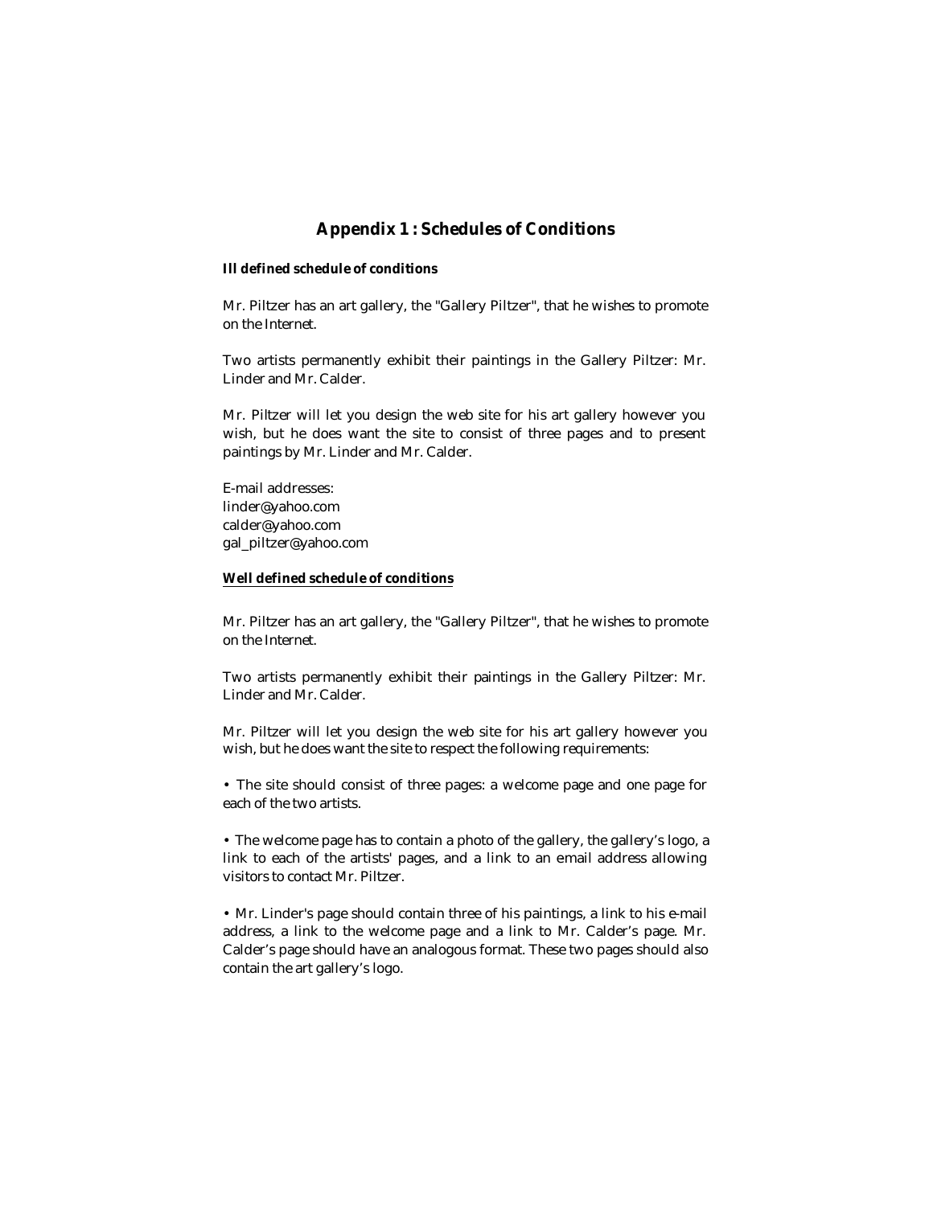# Appendix 1 : Schedules of Conditions

**Ill defined schedule of conditions**

Mr. Piltzer has an art gallery, the "Gallery Piltzer", that he wishes to promote on the Internet.

Two artists permanently exhibit their paintings in the Gallery Piltzer: Mr. Linder and Mr. Calder.

Mr. Piltzer will let you design the web site for his art gallery however you wish, but he does want the site to consist of three pages and to present paintings by Mr. Linder and Mr. Calder.

E-mail addresses:
linder@yahoo.com
calder@yahoo.com
gal_piltzer@yahoo.com

**Well defined schedule of conditions**

Mr. Piltzer has an art gallery, the "Gallery Piltzer", that he wishes to promote on the Internet.

Two artists permanently exhibit their paintings in the Gallery Piltzer: Mr. Linder and Mr. Calder.

Mr. Piltzer will let you design the web site for his art gallery however you wish, but he does want the site to respect the following requirements:

- The site should consist of three pages: a welcome page and one page for each of the two artists.

- The welcome page has to contain a photo of the gallery, the gallery's logo, a link to each of the artists' pages, and a link to an email address allowing visitors to contact Mr. Piltzer.

- Mr. Linder's page should contain three of his paintings, a link to his e-mail address, a link to the welcome page and a link to Mr. Calder's page. Mr. Calder's page should have an analogous format. These two pages should also contain the art gallery's logo.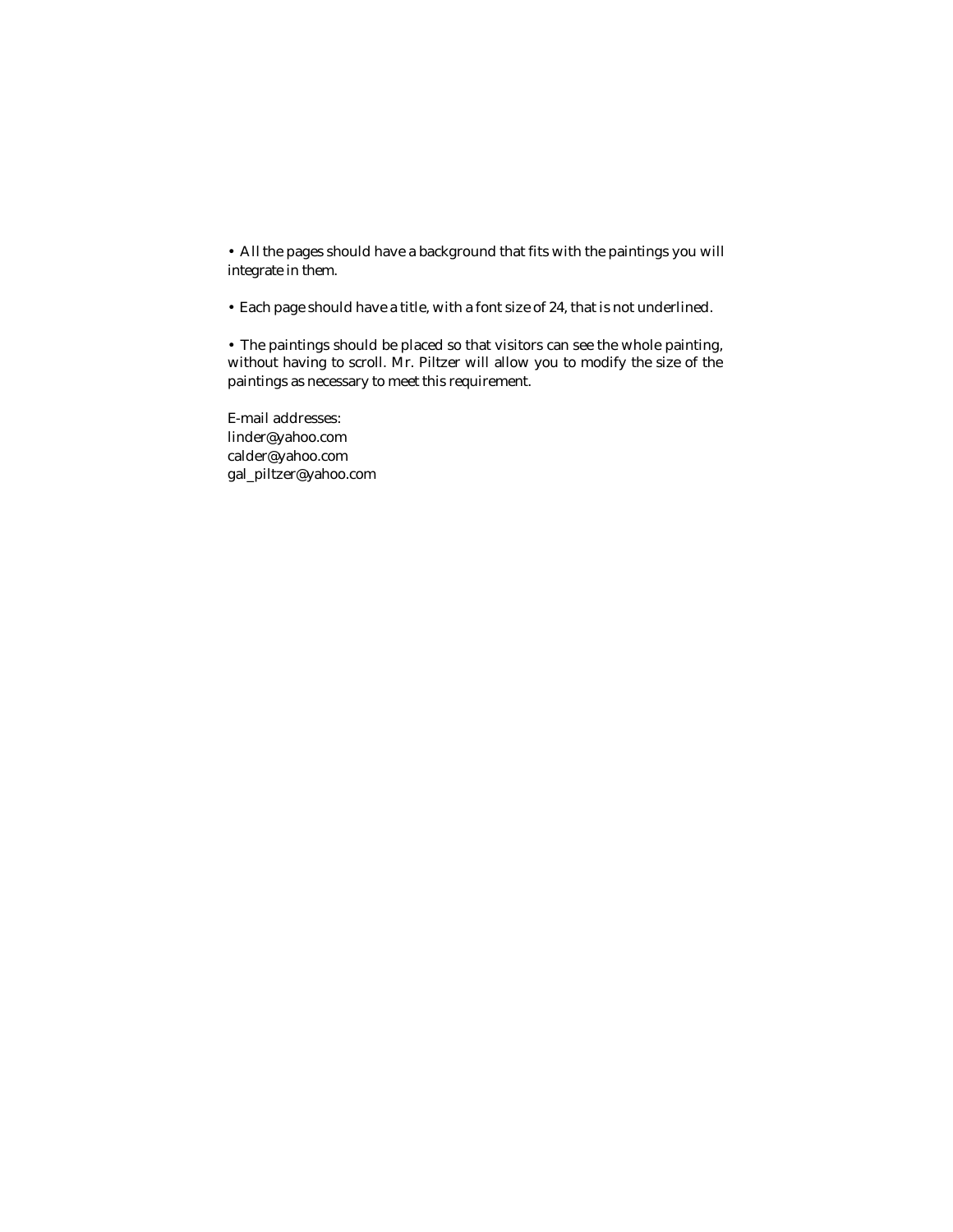- All the pages should have a background that fits with the paintings you will integrate in them.

- Each page should have a title, with a font size of 24, that is not underlined.

- The paintings should be placed so that visitors can see the whole painting, without having to scroll. Mr. Piltzer will allow you to modify the size of the paintings as necessary to meet this requirement.

E-mail addresses:
linder@yahoo.com
calder@yahoo.com
gal_piltzer@yahoo.com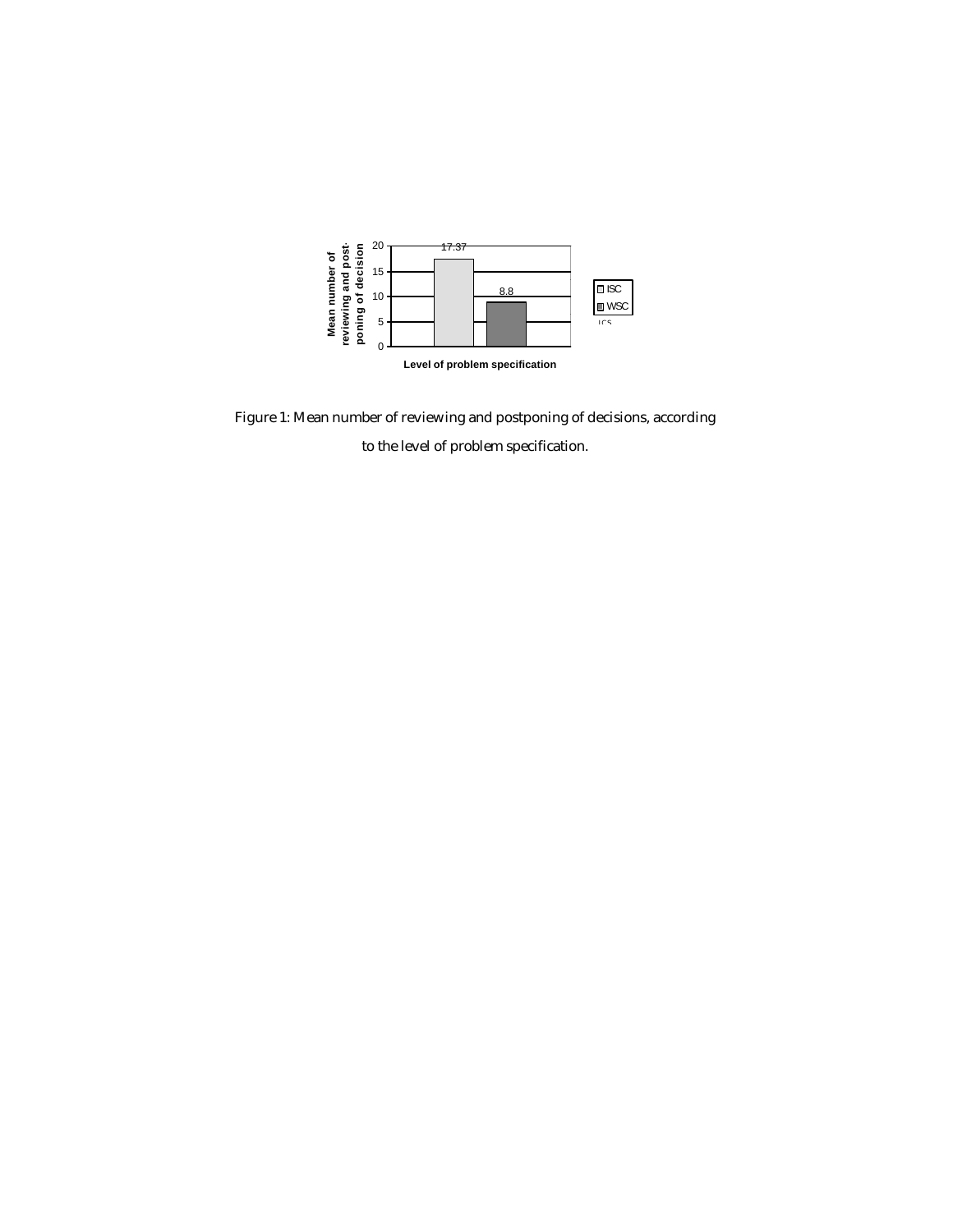| Level of problem specification | Mean number of reviewing and postponing of decision |
| --- | --- |
| ISC | 17.37 |
| WSC | 8.8 |

Figure 1: Mean number of reviewing and postponing of decisions, according to the level of problem specification.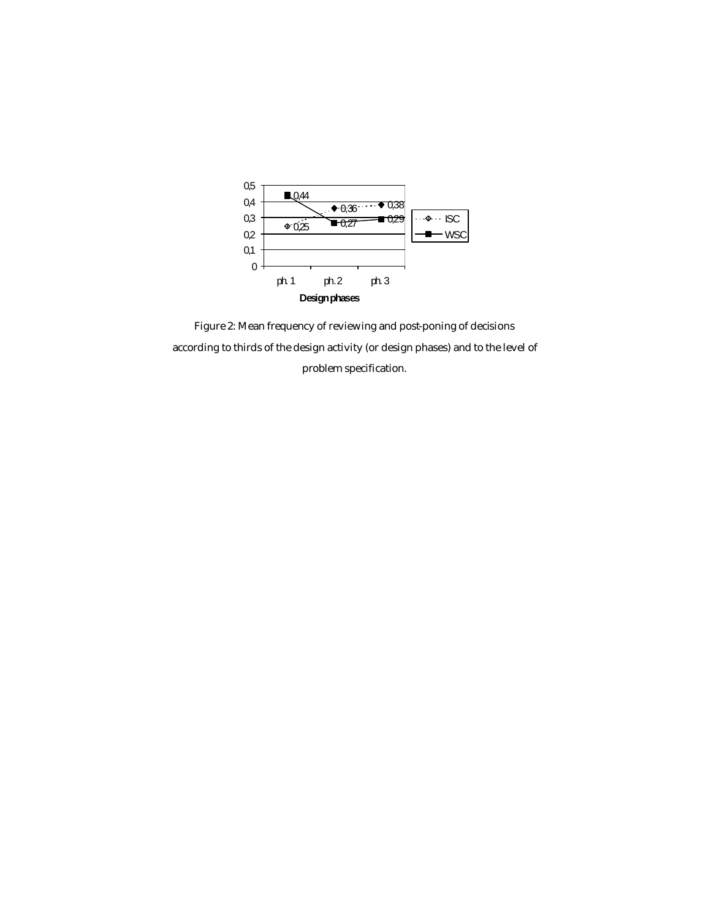| Design phases | ph. 1 | ph. 2 | ph. 3 |
| --- | --- | --- | --- |
| ISC | 0,25 | 0,36 | 0,38 |
| WSC | 0,44 | 0,27 | 0,29 |

Figure 2: Mean frequency of reviewing and post-poning of decisions according to thirds of the design activity (or design phases) and to the level of problem specification.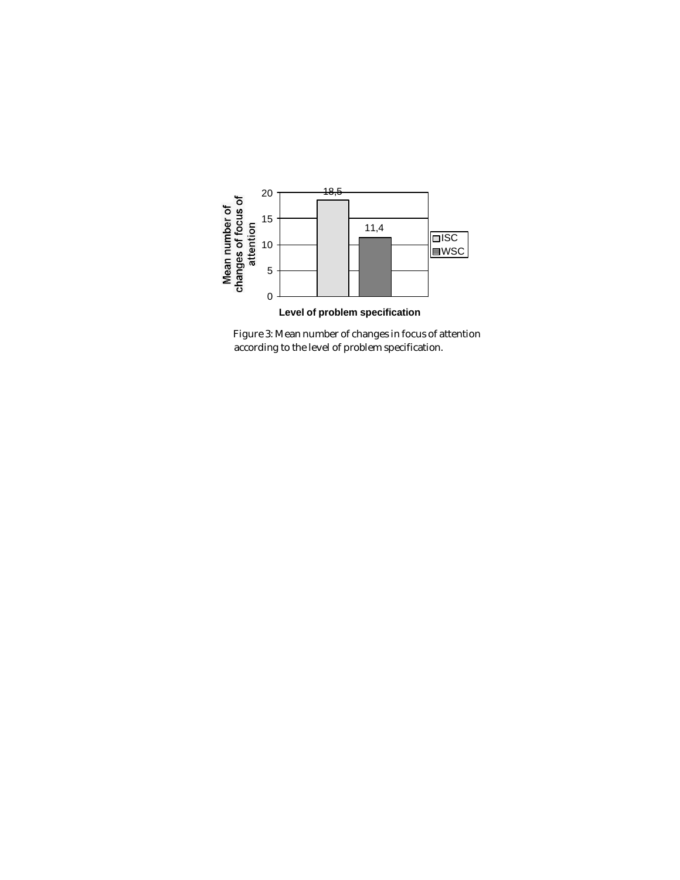Figure 3: Mean number of changes in focus of attention according to the level of problem specification.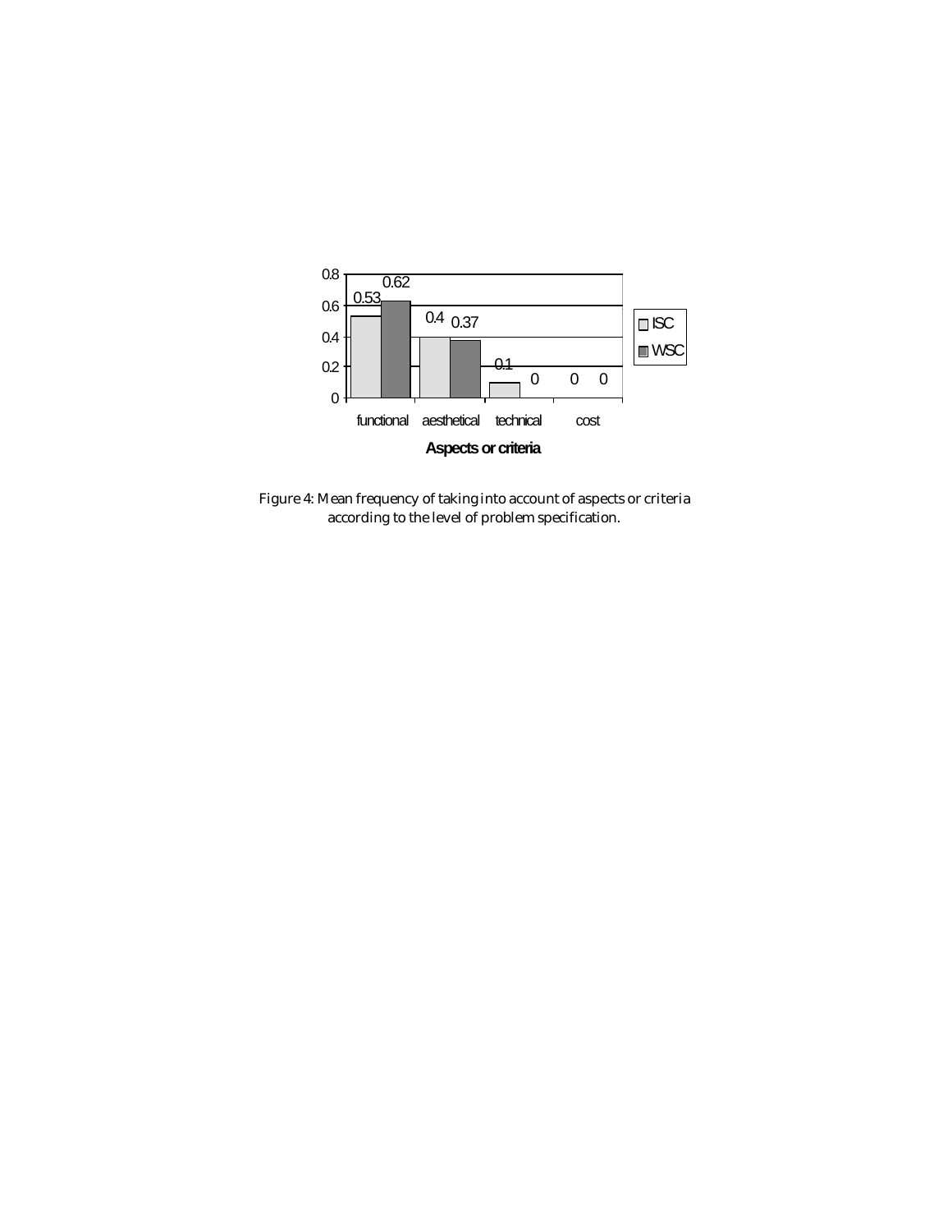| Aspects or criteria | ISC | WSC |
|---|---|---|
| functional | 0.53 | 0.62 |
| aesthetical | 0.4 | 0.37 |
| technical | 0.1 | 0 |
| cost | 0 | 0 |

Figure 4: Mean frequency of taking into account of aspects or criteria according to the level of problem specification.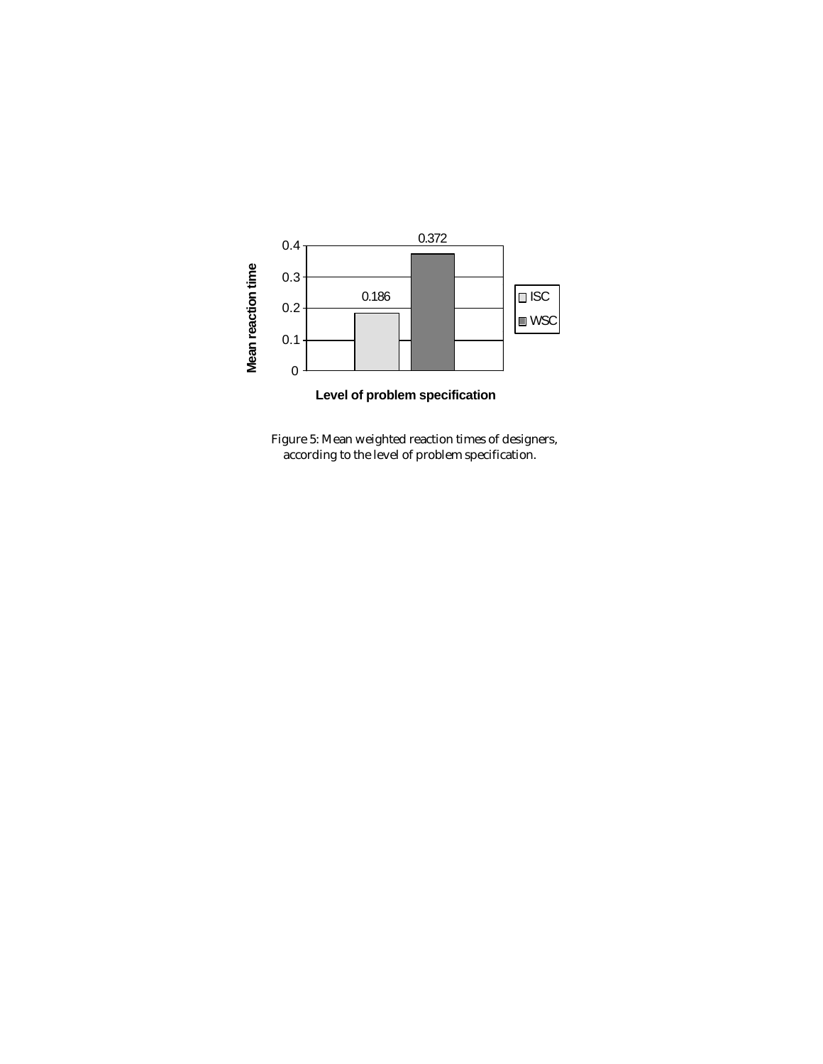| Level of problem specification | Mean reaction time |
| --- | --- |
| ISC | 0.186 |
| WSC | 0.372 |

Figure 5: Mean weighted reaction times of designers, according to the level of problem specification.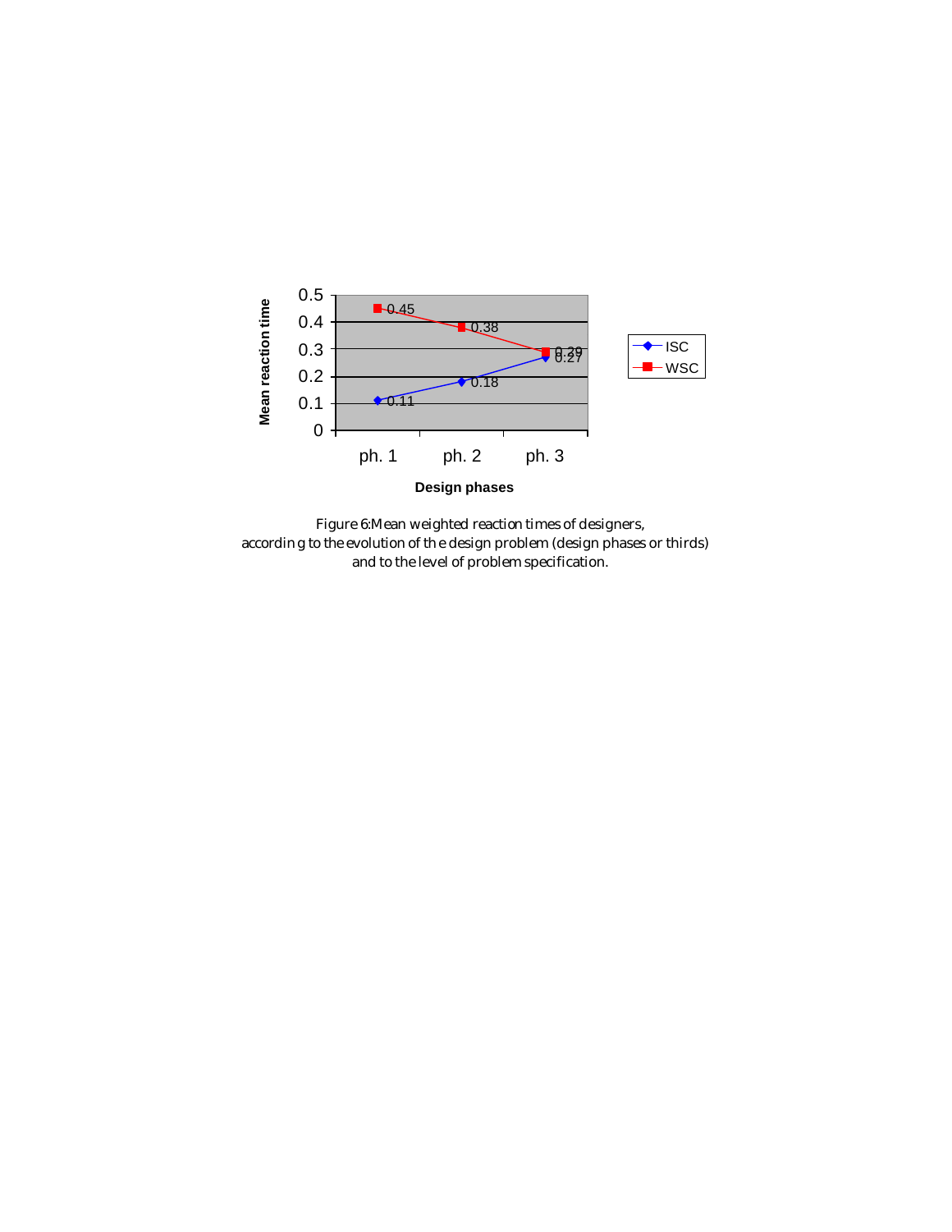Mean reaction time

0.5
0.4
0.3
0.2
0.1
0

0.45
0.38
0.29
0.27
0.18
0.11

ph. 1
ph. 2
ph. 3

Design phases

ISC
WSC

Figure 6:Mean weighted reaction times of designers, according to the evolution of the design problem (design phases or thirds) and to the level of problem specification.